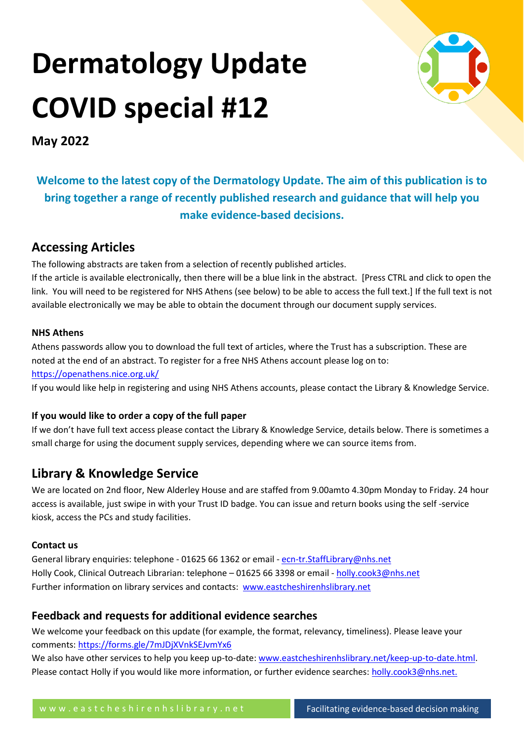# Dermatology Update COVID special #12

**May 2022**

**Welcome to the latest copy of the Dermatology Update. The aim of this publication is to bring together a range of recently published research and guidance that will help you make evidence-based decisions.**

## Accessing Articles

The following abstracts are taken from a selection of recently published articles.
If the article is available electronically, then there will be a blue link in the abstract. [Press CTRL and click to open the link. You will need to be registered for NHS Athens (see below) to be able to access the full text.] If the full text is not available electronically we may be able to obtain the document through our document supply services.

### NHS Athens

Athens passwords allow you to download the full text of articles, where the Trust has a subscription. These are noted at the end of an abstract. To register for a free NHS Athens account please log on to:
https://openathens.nice.org.uk/
If you would like help in registering and using NHS Athens accounts, please contact the Library & Knowledge Service.

### If you would like to order a copy of the full paper

If we don't have full text access please contact the Library & Knowledge Service, details below. There is sometimes a small charge for using the document supply services, depending where we can source items from.

## Library & Knowledge Service

We are located on 2nd floor, New Alderley House and are staffed from 9.00amto 4.30pm Monday to Friday. 24 hour access is available, just swipe in with your Trust ID badge. You can issue and return books using the self -service kiosk, access the PCs and study facilities.

### Contact us

General library enquiries: telephone - 01625 66 1362 or email - ecn-tr.StaffLibrary@nhs.net
Holly Cook, Clinical Outreach Librarian: telephone – 01625 66 3398 or email - holly.cook3@nhs.net
Further information on library services and contacts: www.eastcheshirenhslibrary.net

## Feedback and requests for additional evidence searches

We welcome your feedback on this update (for example, the format, relevancy, timeliness). Please leave your comments: https://forms.gle/7mJDjXVnkSEJvmYx6
We also have other services to help you keep up-to-date: www.eastcheshirenhslibrary.net/keep-up-to-date.html.
Please contact Holly if you would like more information, or further evidence searches: holly.cook3@nhs.net.

www.eastcheshirenhslibrary.net | Facilitating evidence-based decision making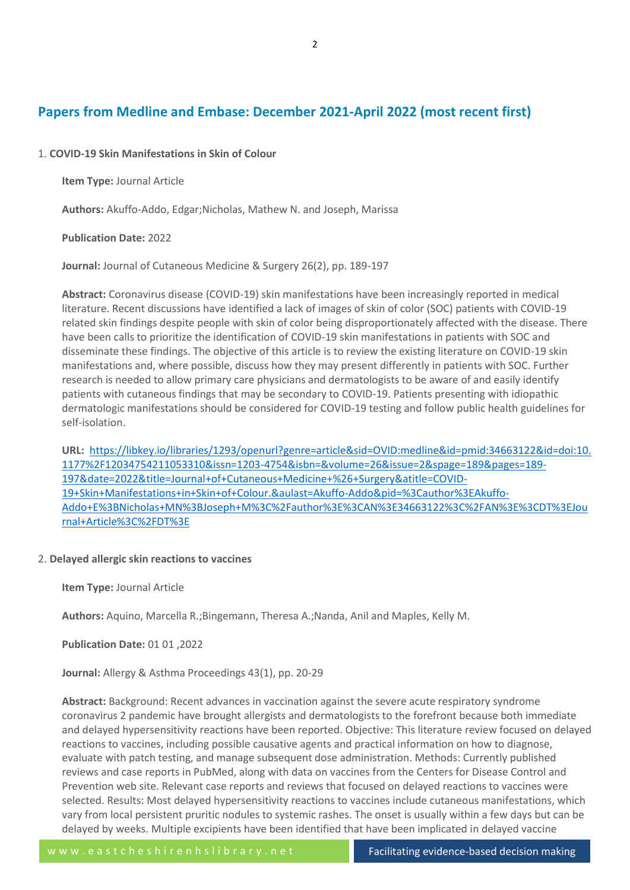## Papers from Medline and Embase: December 2021-April 2022 (most recent first)

1. **COVID-19 Skin Manifestations in Skin of Colour**

   **Item Type:** Journal Article

   **Authors:** Akuffo-Addo, Edgar;Nicholas, Mathew N. and Joseph, Marissa

   **Publication Date:** 2022

   **Journal:** Journal of Cutaneous Medicine & Surgery 26(2), pp. 189-197

   **Abstract:** Coronavirus disease (COVID-19) skin manifestations have been increasingly reported in medical literature. Recent discussions have identified a lack of images of skin of color (SOC) patients with COVID-19 related skin findings despite people with skin of color being disproportionately affected with the disease. There have been calls to prioritize the identification of COVID-19 skin manifestations in patients with SOC and disseminate these findings. The objective of this article is to review the existing literature on COVID-19 skin manifestations and, where possible, discuss how they may present differently in patients with SOC. Further research is needed to allow primary care physicians and dermatologists to be aware of and easily identify patients with cutaneous findings that may be secondary to COVID-19. Patients presenting with idiopathic dermatologic manifestations should be considered for COVID-19 testing and follow public health guidelines for self-isolation.

   **URL:** [https://libkey.io/libraries/1293/openurl?genre=article&sid=OVID:medline&id=pmid:34663122&id=doi:10.1177%2F12034754211053310&issn=1203-4754&isbn=&volume=26&issue=2&spage=189&pages=189-197&date=2022&title=Journal+of+Cutaneous+Medicine+%26+Surgery&atitle=COVID-19+Skin+Manifestations+in+Skin+of+Colour.&aulast=Akuffo-Addo&pid=%3Cauthor%3EAkuffo-Addo+E%3BNicholas+MN%3BJoseph+M%3C%2Fauthor%3E%3CAN%3E34663122%3C%2FAN%3E%3CDT%3EJournal+Article%3C%2FDT%3E](https://libkey.io/libraries/1293/openurl?genre=article&sid=OVID:medline&id=pmid:34663122&id=doi:10.1177%2F12034754211053310&issn=1203-4754&isbn=&volume=26&issue=2&spage=189&pages=189-197&date=2022&title=Journal+of+Cutaneous+Medicine+%26+Surgery&atitle=COVID-19+Skin+Manifestations+in+Skin+of+Colour.&aulast=Akuffo-Addo&pid=%3Cauthor%3EAkuffo-Addo+E%3BNicholas+MN%3BJoseph+M%3C%2Fauthor%3E%3CAN%3E34663122%3C%2FAN%3E%3CDT%3EJournal+Article%3C%2FDT%3E)

2. **Delayed allergic skin reactions to vaccines**

   **Item Type:** Journal Article

   **Authors:** Aquino, Marcella R.;Bingemann, Theresa A.;Nanda, Anil and Maples, Kelly M.

   **Publication Date:** 01 01 ,2022

   **Journal:** Allergy & Asthma Proceedings 43(1), pp. 20-29

   **Abstract:** Background: Recent advances in vaccination against the severe acute respiratory syndrome coronavirus 2 pandemic have brought allergists and dermatologists to the forefront because both immediate and delayed hypersensitivity reactions have been reported. Objective: This literature review focused on delayed reactions to vaccines, including possible causative agents and practical information on how to diagnose, evaluate with patch testing, and manage subsequent dose administration. Methods: Currently published reviews and case reports in PubMed, along with data on vaccines from the Centers for Disease Control and Prevention web site. Relevant case reports and reviews that focused on delayed reactions to vaccines were selected. Results: Most delayed hypersensitivity reactions to vaccines include cutaneous manifestations, which vary from local persistent pruritic nodules to systemic rashes. The onset is usually within a few days but can be delayed by weeks. Multiple excipients have been identified that have been implicated in delayed vaccine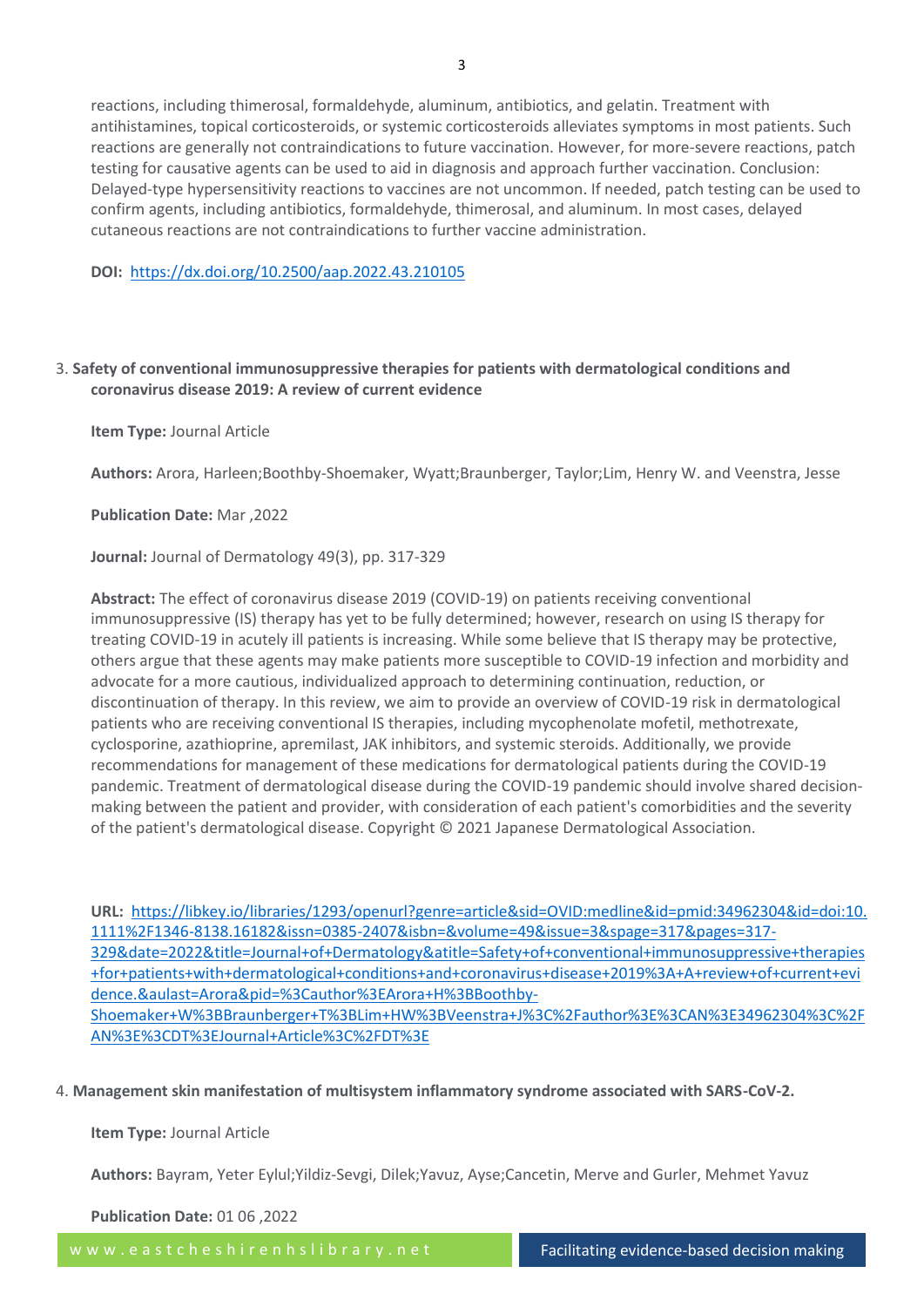reactions, including thimerosal, formaldehyde, aluminum, antibiotics, and gelatin. Treatment with antihistamines, topical corticosteroids, or systemic corticosteroids alleviates symptoms in most patients. Such reactions are generally not contraindications to future vaccination. However, for more-severe reactions, patch testing for causative agents can be used to aid in diagnosis and approach further vaccination. Conclusion: Delayed-type hypersensitivity reactions to vaccines are not uncommon. If needed, patch testing can be used to confirm agents, including antibiotics, formaldehyde, thimerosal, and aluminum. In most cases, delayed cutaneous reactions are not contraindications to further vaccine administration.

**DOI:** https://dx.doi.org/10.2500/aap.2022.43.210105

3. **Safety of conventional immunosuppressive therapies for patients with dermatological conditions and coronavirus disease 2019: A review of current evidence**

   **Item Type:** Journal Article

   **Authors:** Arora, Harleen;Boothby-Shoemaker, Wyatt;Braunberger, Taylor;Lim, Henry W. and Veenstra, Jesse

   **Publication Date:** Mar ,2022

   **Journal:** Journal of Dermatology 49(3), pp. 317-329

   **Abstract:** The effect of coronavirus disease 2019 (COVID-19) on patients receiving conventional immunosuppressive (IS) therapy has yet to be fully determined; however, research on using IS therapy for treating COVID-19 in acutely ill patients is increasing. While some believe that IS therapy may be protective, others argue that these agents may make patients more susceptible to COVID-19 infection and morbidity and advocate for a more cautious, individualized approach to determining continuation, reduction, or discontinuation of therapy. In this review, we aim to provide an overview of COVID-19 risk in dermatological patients who are receiving conventional IS therapies, including mycophenolate mofetil, methotrexate, cyclosporine, azathioprine, apremilast, JAK inhibitors, and systemic steroids. Additionally, we provide recommendations for management of these medications for dermatological patients during the COVID-19 pandemic. Treatment of dermatological disease during the COVID-19 pandemic should involve shared decision-making between the patient and provider, with consideration of each patient's comorbidities and the severity of the patient's dermatological disease. Copyright © 2021 Japanese Dermatological Association.

   **URL:** https://libkey.io/libraries/1293/openurl?genre=article&sid=OVID:medline&id=pmid:34962304&id=doi:10.1111%2F1346-8138.16182&issn=0385-2407&isbn=&volume=49&issue=3&spage=317&pages=317-329&date=2022&title=Journal+of+Dermatology&atitle=Safety+of+conventional+immunosuppressive+therapies+for+patients+with+dermatological+conditions+and+coronavirus+disease+2019%3A+A+review+of+current+evidence.&aulast=Arora&pid=%3Cauthor%3EArora+H%3BBoothby-Shoemaker+W%3BBraunberger+T%3BLim+HW%3BVeenstra+J%3C%2Fauthor%3E%3CAN%3E34962304%3C%2FAN%3E%3CDT%3EJournal+Article%3C%2FDT%3E

4. **Management skin manifestation of multisystem inflammatory syndrome associated with SARS-CoV-2.**

   **Item Type:** Journal Article

   **Authors:** Bayram, Yeter Eylul;Yildiz-Sevgi, Dilek;Yavuz, Ayse;Cancetin, Merve and Gurler, Mehmet Yavuz

   **Publication Date:** 01 06 ,2022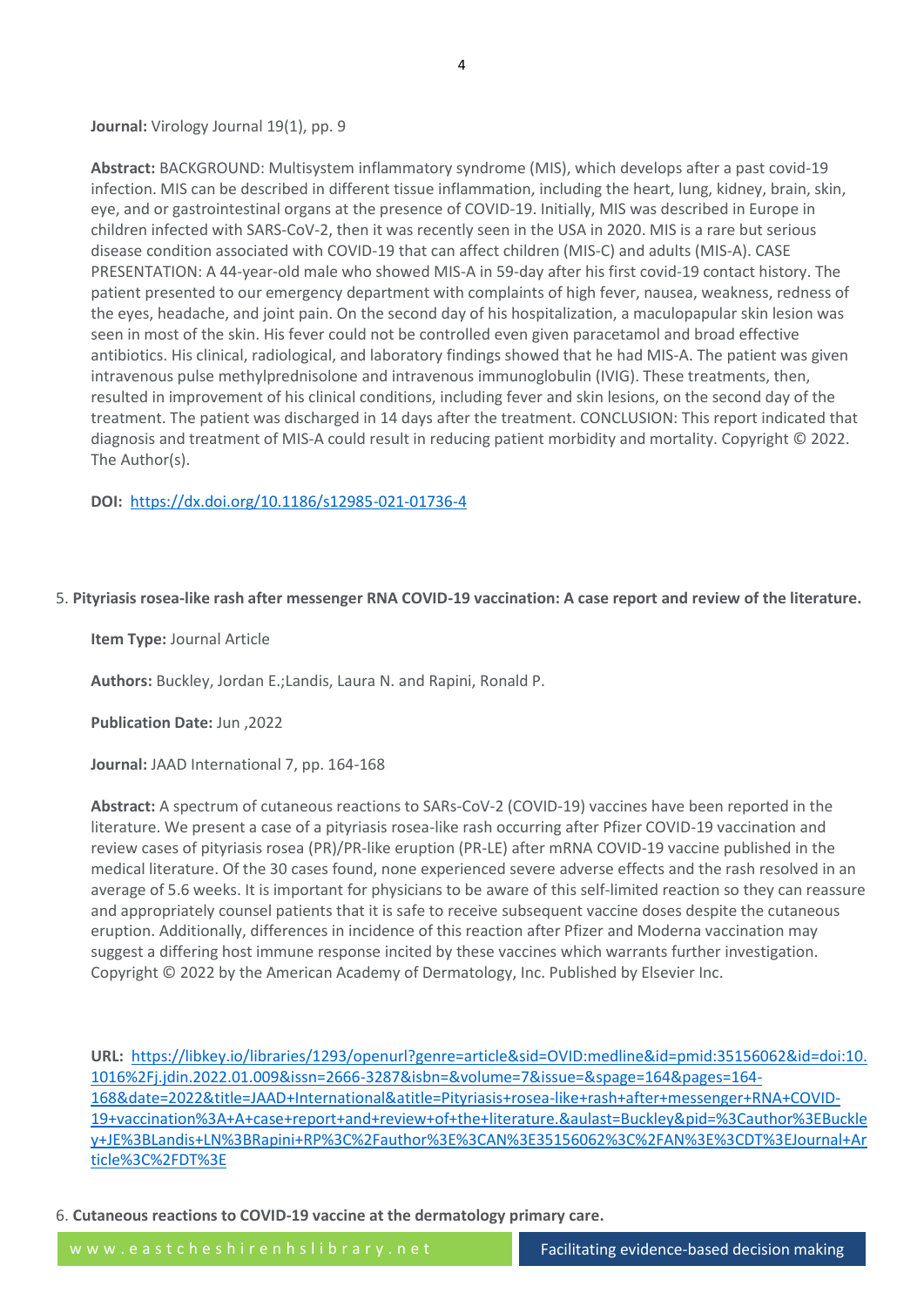**Journal:** Virology Journal 19(1), pp. 9

**Abstract:** BACKGROUND: Multisystem inflammatory syndrome (MIS), which develops after a past covid-19 infection. MIS can be described in different tissue inflammation, including the heart, lung, kidney, brain, skin, eye, and or gastrointestinal organs at the presence of COVID-19. Initially, MIS was described in Europe in children infected with SARS-CoV-2, then it was recently seen in the USA in 2020. MIS is a rare but serious disease condition associated with COVID-19 that can affect children (MIS-C) and adults (MIS-A). CASE PRESENTATION: A 44-year-old male who showed MIS-A in 59-day after his first covid-19 contact history. The patient presented to our emergency department with complaints of high fever, nausea, weakness, redness of the eyes, headache, and joint pain. On the second day of his hospitalization, a maculopapular skin lesion was seen in most of the skin. His fever could not be controlled even given paracetamol and broad effective antibiotics. His clinical, radiological, and laboratory findings showed that he had MIS-A. The patient was given intravenous pulse methylprednisolone and intravenous immunoglobulin (IVIG). These treatments, then, resulted in improvement of his clinical conditions, including fever and skin lesions, on the second day of the treatment. The patient was discharged in 14 days after the treatment. CONCLUSION: This report indicated that diagnosis and treatment of MIS-A could result in reducing patient morbidity and mortality. Copyright © 2022. The Author(s).

**DOI:** [https://dx.doi.org/10.1186/s12985-021-01736-4](https://dx.doi.org/10.1186/s12985-021-01736-4)

5. **Pityriasis rosea-like rash after messenger RNA COVID-19 vaccination: A case report and review of the literature.**

**Item Type:** Journal Article

**Authors:** Buckley, Jordan E.;Landis, Laura N. and Rapini, Ronald P.

**Publication Date:** Jun ,2022

**Journal:** JAAD International 7, pp. 164-168

**Abstract:** A spectrum of cutaneous reactions to SARs-CoV-2 (COVID-19) vaccines have been reported in the literature. We present a case of a pityriasis rosea-like rash occurring after Pfizer COVID-19 vaccination and review cases of pityriasis rosea (PR)/PR-like eruption (PR-LE) after mRNA COVID-19 vaccine published in the medical literature. Of the 30 cases found, none experienced severe adverse effects and the rash resolved in an average of 5.6 weeks. It is important for physicians to be aware of this self-limited reaction so they can reassure and appropriately counsel patients that it is safe to receive subsequent vaccine doses despite the cutaneous eruption. Additionally, differences in incidence of this reaction after Pfizer and Moderna vaccination may suggest a differing host immune response incited by these vaccines which warrants further investigation. Copyright © 2022 by the American Academy of Dermatology, Inc. Published by Elsevier Inc.

**URL:** [https://libkey.io/libraries/1293/openurl?genre=article&sid=OVID:medline&id=pmid:35156062&id=doi:10.1016%2Fj.jdin.2022.01.009&issn=2666-3287&isbn=&volume=7&issue=&spage=164&pages=164-168&date=2022&title=JAAD+International&atitle=Pityriasis+rosea-like+rash+after+messenger+RNA+COVID-19+vaccination%3A+A+case+report+and+review+of+the+literature.&aulast=Buckley&pid=%3Cauthor%3EBuckley+JE%3BLandis+LN%3BRapini+RP%3C%2Fauthor%3E%3CAN%3E35156062%3C%2FAN%3E%3CDT%3EJournal+Article%3C%2FDT%3E](https://libkey.io/libraries/1293/openurl?genre=article&sid=OVID:medline&id=pmid:35156062&id=doi:10.1016%2Fj.jdin.2022.01.009&issn=2666-3287&isbn=&volume=7&issue=&spage=164&pages=164-168&date=2022&title=JAAD+International&atitle=Pityriasis+rosea-like+rash+after+messenger+RNA+COVID-19+vaccination%3A+A+case+report+and+review+of+the+literature.&aulast=Buckley&pid=%3Cauthor%3EBuckley+JE%3BLandis+LN%3BRapini+RP%3C%2Fauthor%3E%3CAN%3E35156062%3C%2FAN%3E%3CDT%3EJournal+Article%3C%2FDT%3E)

6. **Cutaneous reactions to COVID-19 vaccine at the dermatology primary care.**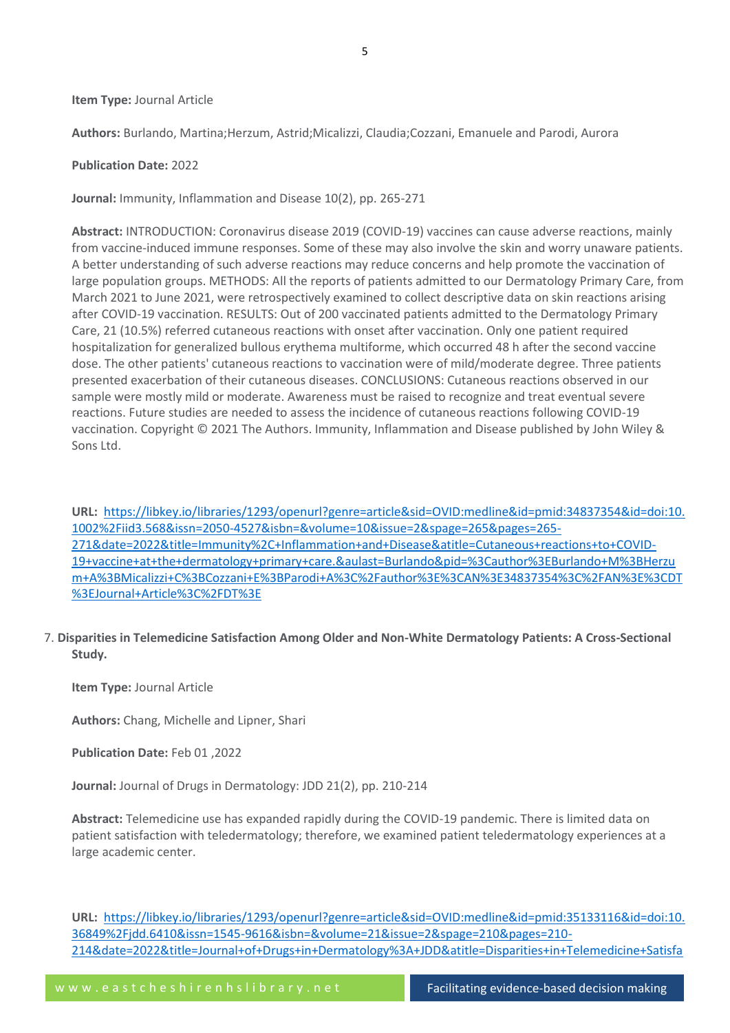**Item Type:** Journal Article

**Authors:** Burlando, Martina;Herzum, Astrid;Micalizzi, Claudia;Cozzani, Emanuele and Parodi, Aurora

**Publication Date:** 2022

**Journal:** Immunity, Inflammation and Disease 10(2), pp. 265-271

**Abstract:** INTRODUCTION: Coronavirus disease 2019 (COVID-19) vaccines can cause adverse reactions, mainly from vaccine-induced immune responses. Some of these may also involve the skin and worry unaware patients. A better understanding of such adverse reactions may reduce concerns and help promote the vaccination of large population groups. METHODS: All the reports of patients admitted to our Dermatology Primary Care, from March 2021 to June 2021, were retrospectively examined to collect descriptive data on skin reactions arising after COVID-19 vaccination. RESULTS: Out of 200 vaccinated patients admitted to the Dermatology Primary Care, 21 (10.5%) referred cutaneous reactions with onset after vaccination. Only one patient required hospitalization for generalized bullous erythema multiforme, which occurred 48 h after the second vaccine dose. The other patients' cutaneous reactions to vaccination were of mild/moderate degree. Three patients presented exacerbation of their cutaneous diseases. CONCLUSIONS: Cutaneous reactions observed in our sample were mostly mild or moderate. Awareness must be raised to recognize and treat eventual severe reactions. Future studies are needed to assess the incidence of cutaneous reactions following COVID-19 vaccination. Copyright © 2021 The Authors. Immunity, Inflammation and Disease published by John Wiley & Sons Ltd.

**URL:** https://libkey.io/libraries/1293/openurl?genre=article&sid=OVID:medline&id=pmid:34837354&id=doi:10.1002%2Fiid3.568&issn=2050-4527&isbn=&volume=10&issue=2&spage=265&pages=265-271&date=2022&title=Immunity%2C+Inflammation+and+Disease&atitle=Cutaneous+reactions+to+COVID-19+vaccine+at+the+dermatology+primary+care.&aulast=Burlando&pid=%3Cauthor%3EBurlando+M%3BHerzum+A%3BMicalizzi+C%3BCozzani+E%3BParodi+A%3C%2Fauthor%3E%3CAN%3E34837354%3C%2FAN%3E%3CDT%3EJournal+Article%3C%2FDT%3E

7. **Disparities in Telemedicine Satisfaction Among Older and Non-White Dermatology Patients: A Cross-Sectional Study.**

   **Item Type:** Journal Article

   **Authors:** Chang, Michelle and Lipner, Shari

   **Publication Date:** Feb 01 ,2022

   **Journal:** Journal of Drugs in Dermatology: JDD 21(2), pp. 210-214

   **Abstract:** Telemedicine use has expanded rapidly during the COVID-19 pandemic. There is limited data on patient satisfaction with teledermatology; therefore, we examined patient teledermatology experiences at a large academic center.

   **URL:** https://libkey.io/libraries/1293/openurl?genre=article&sid=OVID:medline&id=pmid:35133116&id=doi:10.36849%2Fjdd.6410&issn=1545-9616&isbn=&volume=21&issue=2&spage=210&pages=210-214&date=2022&title=Journal+of+Drugs+in+Dermatology%3A+JDD&atitle=Disparities+in+Telemedicine+Satisfa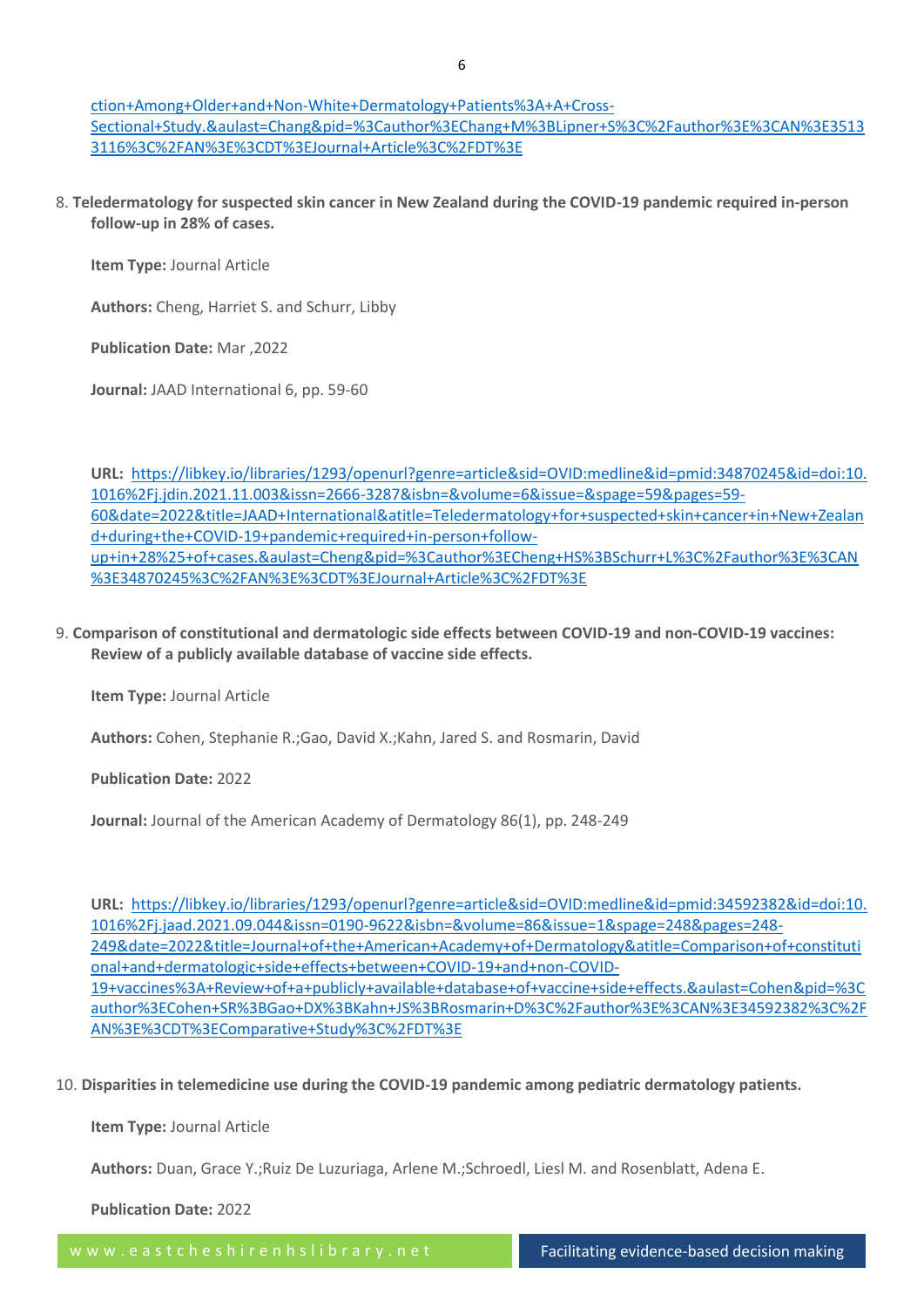ction+Among+Older+and+Non-White+Dermatology+Patients%3A+A+Cross-Sectional+Study.&aulast=Chang&pid=%3Cauthor%3EChang+M%3BLipner+S%3C%2Fauthor%3E%3CAN%3E35133116%3C%2FAN%3E%3CDT%3EJournal+Article%3C%2FDT%3E

8. **Teledermatology for suspected skin cancer in New Zealand during the COVID-19 pandemic required in-person follow-up in 28% of cases.**

   **Item Type:** Journal Article

   **Authors:** Cheng, Harriet S. and Schurr, Libby

   **Publication Date:** Mar ,2022

   **Journal:** JAAD International 6, pp. 59-60

   **URL:** https://libkey.io/libraries/1293/openurl?genre=article&sid=OVID:medline&id=pmid:34870245&id=doi:10.1016%2Fj.jdin.2021.11.003&issn=2666-3287&isbn=&volume=6&issue=&spage=59&pages=59-60&date=2022&title=JAAD+International&atitle=Teledermatology+for+suspected+skin+cancer+in+New+Zealand+during+the+COVID-19+pandemic+required+in-person+follow-up+in+28%25+of+cases.&aulast=Cheng&pid=%3Cauthor%3ECheng+HS%3BSchurr+L%3C%2Fauthor%3E%3CAN%3E34870245%3C%2FAN%3E%3CDT%3EJournal+Article%3C%2FDT%3E

9. **Comparison of constitutional and dermatologic side effects between COVID-19 and non-COVID-19 vaccines: Review of a publicly available database of vaccine side effects.**

   **Item Type:** Journal Article

   **Authors:** Cohen, Stephanie R.;Gao, David X.;Kahn, Jared S. and Rosmarin, David

   **Publication Date:** 2022

   **Journal:** Journal of the American Academy of Dermatology 86(1), pp. 248-249

   **URL:** https://libkey.io/libraries/1293/openurl?genre=article&sid=OVID:medline&id=pmid:34592382&id=doi:10.1016%2Fj.jaad.2021.09.044&issn=0190-9622&isbn=&volume=86&issue=1&spage=248&pages=248-249&date=2022&title=Journal+of+the+American+Academy+of+Dermatology&atitle=Comparison+of+constitutional+and+dermatologic+side+effects+between+COVID-19+and+non-COVID-19+vaccines%3A+Review+of+a+publicly+available+database+of+vaccine+side+effects.&aulast=Cohen&pid=%3Cauthor%3ECohen+SR%3BGao+DX%3BKahn+JS%3BRosmarin+D%3C%2Fauthor%3E%3CAN%3E34592382%3C%2FAN%3E%3CDT%3EComparative+Study%3C%2FDT%3E

10. **Disparities in telemedicine use during the COVID-19 pandemic among pediatric dermatology patients.**

    **Item Type:** Journal Article

    **Authors:** Duan, Grace Y.;Ruiz De Luzuriaga, Arlene M.;Schroedl, Liesl M. and Rosenblatt, Adena E.

    **Publication Date:** 2022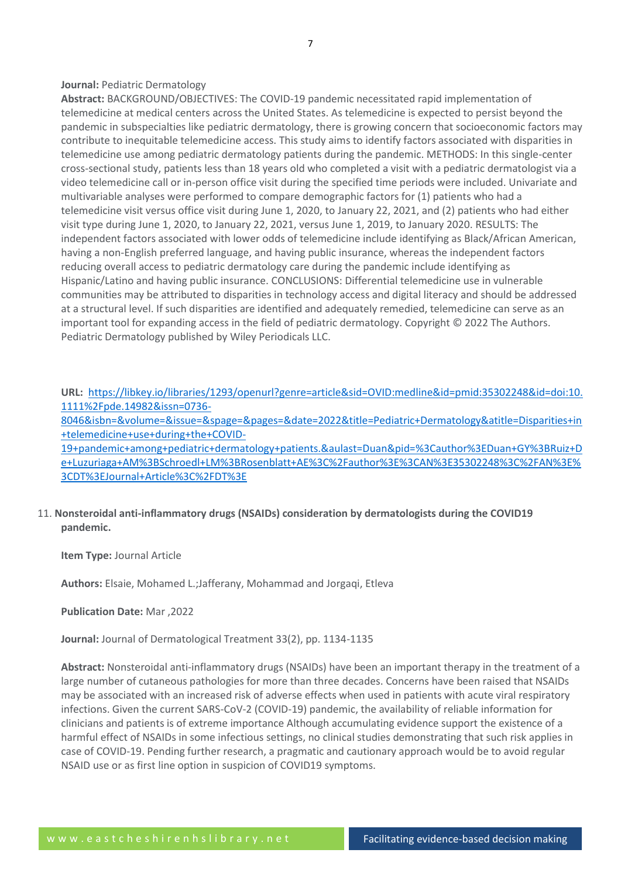**Journal:** Pediatric Dermatology

**Abstract:** BACKGROUND/OBJECTIVES: The COVID-19 pandemic necessitated rapid implementation of telemedicine at medical centers across the United States. As telemedicine is expected to persist beyond the pandemic in subspecialties like pediatric dermatology, there is growing concern that socioeconomic factors may contribute to inequitable telemedicine access. This study aims to identify factors associated with disparities in telemedicine use among pediatric dermatology patients during the pandemic. METHODS: In this single-center cross-sectional study, patients less than 18 years old who completed a visit with a pediatric dermatologist via a video telemedicine call or in-person office visit during the specified time periods were included. Univariate and multivariable analyses were performed to compare demographic factors for (1) patients who had a telemedicine visit versus office visit during June 1, 2020, to January 22, 2021, and (2) patients who had either visit type during June 1, 2020, to January 22, 2021, versus June 1, 2019, to January 2020. RESULTS: The independent factors associated with lower odds of telemedicine include identifying as Black/African American, having a non-English preferred language, and having public insurance, whereas the independent factors reducing overall access to pediatric dermatology care during the pandemic include identifying as Hispanic/Latino and having public insurance. CONCLUSIONS: Differential telemedicine use in vulnerable communities may be attributed to disparities in technology access and digital literacy and should be addressed at a structural level. If such disparities are identified and adequately remedied, telemedicine can serve as an important tool for expanding access in the field of pediatric dermatology. Copyright © 2022 The Authors. Pediatric Dermatology published by Wiley Periodicals LLC.

**URL:** https://libkey.io/libraries/1293/openurl?genre=article&sid=OVID:medline&id=pmid:35302248&id=doi:10.1111%2Fpde.14982&issn=0736-8046&isbn=&volume=&issue=&spage=&pages=&date=2022&title=Pediatric+Dermatology&atitle=Disparities+in+telemedicine+use+during+the+COVID-19+pandemic+among+pediatric+dermatology+patients.&aulast=Duan&pid=%3Cauthor%3EDuan+GY%3BRuiz+De+Luzuriaga+AM%3BSchroedl+LM%3BRosenblatt+AE%3C%2Fauthor%3E%3CAN%3E35302248%3C%2FAN%3E%3CDT%3EJournal+Article%3C%2FDT%3E

11. **Nonsteroidal anti-inflammatory drugs (NSAIDs) consideration by dermatologists during the COVID19 pandemic.**

**Item Type:** Journal Article

**Authors:** Elsaie, Mohamed L.;Jafferany, Mohammad and Jorgaqi, Etleva

**Publication Date:** Mar ,2022

**Journal:** Journal of Dermatological Treatment 33(2), pp. 1134-1135

**Abstract:** Nonsteroidal anti-inflammatory drugs (NSAIDs) have been an important therapy in the treatment of a large number of cutaneous pathologies for more than three decades. Concerns have been raised that NSAIDs may be associated with an increased risk of adverse effects when used in patients with acute viral respiratory infections. Given the current SARS-CoV-2 (COVID-19) pandemic, the availability of reliable information for clinicians and patients is of extreme importance Although accumulating evidence support the existence of a harmful effect of NSAIDs in some infectious settings, no clinical studies demonstrating that such risk applies in case of COVID-19. Pending further research, a pragmatic and cautionary approach would be to avoid regular NSAID use or as first line option in suspicion of COVID19 symptoms.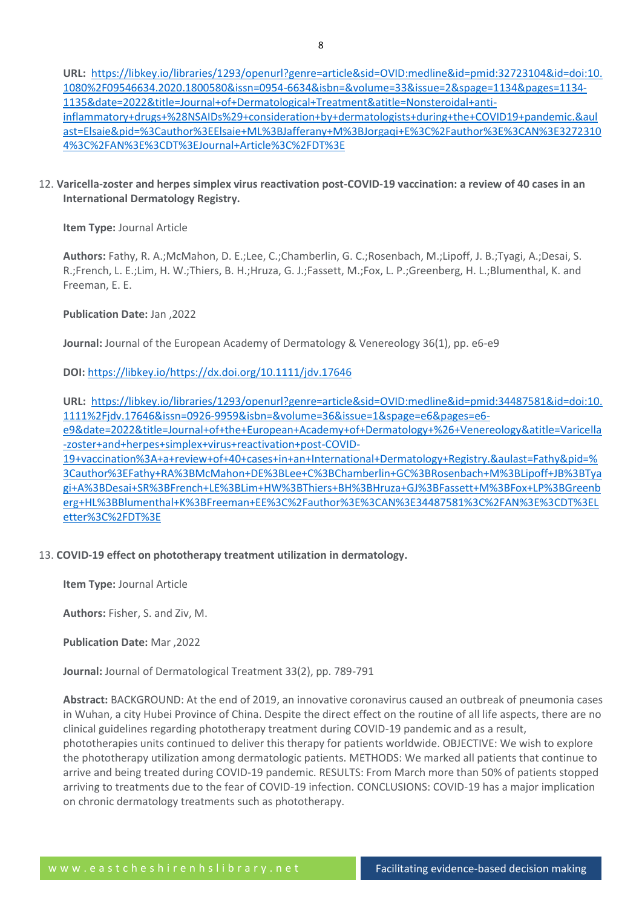**URL:** https://libkey.io/libraries/1293/openurl?genre=article&sid=OVID:medline&id=pmid:32723104&id=doi:10.1080%2F09546634.2020.1800580&issn=0954-6634&isbn=&volume=33&issue=2&spage=1134&pages=1134-1135&date=2022&title=Journal+of+Dermatological+Treatment&atitle=Nonsteroidal+anti-inflammatory+drugs+%28NSAIDs%29+consideration+by+dermatologists+during+the+COVID19+pandemic.&aulast=Elsaie&pid=%3Cauthor%3EElsaie+ML%3BJafferany+M%3BJorgaqi+E%3C%2Fauthor%3E%3CAN%3E32723104%3C%2FAN%3E%3CDT%3EJournal+Article%3C%2FDT%3E

12. **Varicella-zoster and herpes simplex virus reactivation post-COVID-19 vaccination: a review of 40 cases in an International Dermatology Registry.**

    **Item Type:** Journal Article

    **Authors:** Fathy, R. A.;McMahon, D. E.;Lee, C.;Chamberlin, G. C.;Rosenbach, M.;Lipoff, J. B.;Tyagi, A.;Desai, S. R.;French, L. E.;Lim, H. W.;Thiers, B. H.;Hruza, G. J.;Fassett, M.;Fox, L. P.;Greenberg, H. L.;Blumenthal, K. and Freeman, E. E.

    **Publication Date:** Jan ,2022

    **Journal:** Journal of the European Academy of Dermatology & Venereology 36(1), pp. e6-e9

    **DOI:** https://libkey.io/https://dx.doi.org/10.1111/jdv.17646

    **URL:** https://libkey.io/libraries/1293/openurl?genre=article&sid=OVID:medline&id=pmid:34487581&id=doi:10.1111%2Fjdv.17646&issn=0926-9959&isbn=&volume=36&issue=1&spage=e6&pages=e6-e9&date=2022&title=Journal+of+the+European+Academy+of+Dermatology+%26+Venereology&atitle=Varicella-zoster+and+herpes+simplex+virus+reactivation+post-COVID-19+vaccination%3A+a+review+of+40+cases+in+an+International+Dermatology+Registry.&aulast=Fathy&pid=%3Cauthor%3EFathy+RA%3BMcMahon+DE%3BLee+C%3BChamberlin+GC%3BRosenbach+M%3BLipoff+JB%3BTyagi+A%3BDesai+SR%3BFrench+LE%3BLim+HW%3BThiers+BH%3BHruza+GJ%3BFassett+M%3BFox+LP%3BGreenberg+HL%3BBlumenthal+K%3BFreeman+EE%3C%2Fauthor%3E%3CAN%3E34487581%3C%2FAN%3E%3CDT%3ELetter%3C%2FDT%3E

13. **COVID-19 effect on phototherapy treatment utilization in dermatology.**

    **Item Type:** Journal Article

    **Authors:** Fisher, S. and Ziv, M.

    **Publication Date:** Mar ,2022

    **Journal:** Journal of Dermatological Treatment 33(2), pp. 789-791

    **Abstract:** BACKGROUND: At the end of 2019, an innovative coronavirus caused an outbreak of pneumonia cases in Wuhan, a city Hubei Province of China. Despite the direct effect on the routine of all life aspects, there are no clinical guidelines regarding phototherapy treatment during COVID-19 pandemic and as a result, phototherapies units continued to deliver this therapy for patients worldwide. OBJECTIVE: We wish to explore the phototherapy utilization among dermatologic patients. METHODS: We marked all patients that continue to arrive and being treated during COVID-19 pandemic. RESULTS: From March more than 50% of patients stopped arriving to treatments due to the fear of COVID-19 infection. CONCLUSIONS: COVID-19 has a major implication on chronic dermatology treatments such as phototherapy.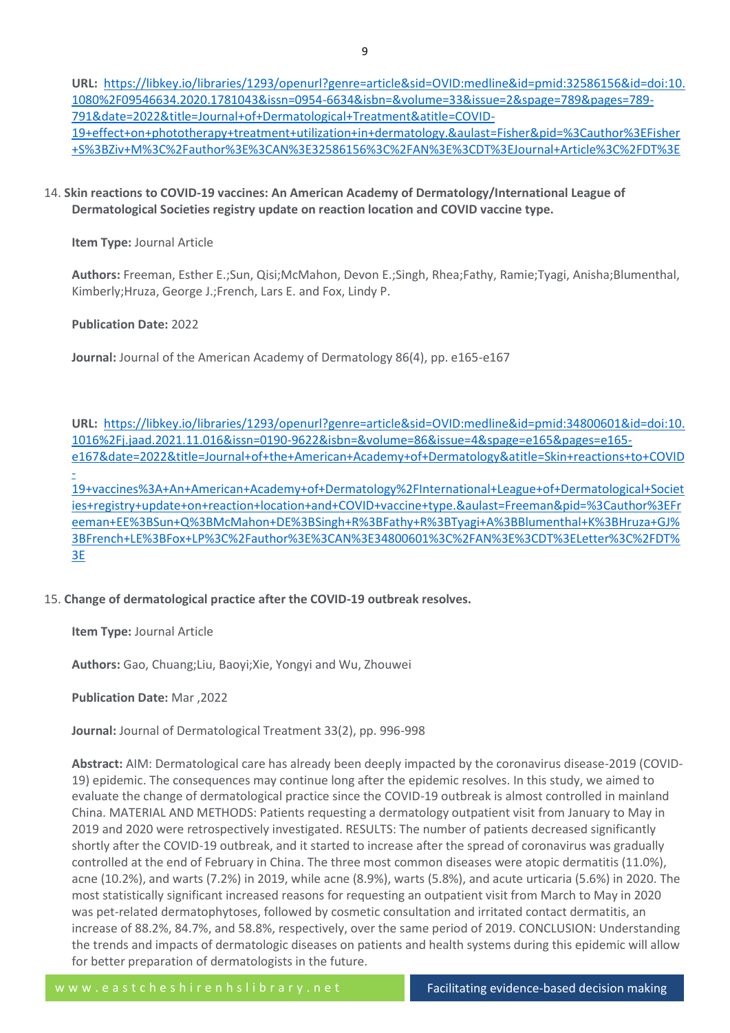**URL:** [https://libkey.io/libraries/1293/openurl?genre=article&sid=OVID:medline&id=pmid:32586156&id=doi:10.1080%2F09546634.2020.1781043&issn=0954-6634&isbn=&volume=33&issue=2&spage=789&pages=789-791&date=2022&title=Journal+of+Dermatological+Treatment&atitle=COVID-19+effect+on+phototherapy+treatment+utilization+in+dermatology.&aulast=Fisher&pid=%3Cauthor%3EFisher+S%3BZiv+M%3C%2Fauthor%3E%3CAN%3E32586156%3C%2FAN%3E%3CDT%3EJournal+Article%3C%2FDT%3E](https://libkey.io/libraries/1293/openurl?genre=article&sid=OVID:medline&id=pmid:32586156&id=doi:10.1080%2F09546634.2020.1781043&issn=0954-6634&isbn=&volume=33&issue=2&spage=789&pages=789-791&date=2022&title=Journal+of+Dermatological+Treatment&atitle=COVID-19+effect+on+phototherapy+treatment+utilization+in+dermatology.&aulast=Fisher&pid=%3Cauthor%3EFisher+S%3BZiv+M%3C%2Fauthor%3E%3CAN%3E32586156%3C%2FAN%3E%3CDT%3EJournal+Article%3C%2FDT%3E)

14. **Skin reactions to COVID-19 vaccines: An American Academy of Dermatology/International League of Dermatological Societies registry update on reaction location and COVID vaccine type.**

    **Item Type:** Journal Article

    **Authors:** Freeman, Esther E.;Sun, Qisi;McMahon, Devon E.;Singh, Rhea;Fathy, Ramie;Tyagi, Anisha;Blumenthal, Kimberly;Hruza, George J.;French, Lars E. and Fox, Lindy P.

    **Publication Date:** 2022

    **Journal:** Journal of the American Academy of Dermatology 86(4), pp. e165-e167

    **URL:** [https://libkey.io/libraries/1293/openurl?genre=article&sid=OVID:medline&id=pmid:34800601&id=doi:10.1016%2Fj.jaad.2021.11.016&issn=0190-9622&isbn=&volume=86&issue=4&spage=e165&pages=e165-e167&date=2022&title=Journal+of+the+American+Academy+of+Dermatology&atitle=Skin+reactions+to+COVID-19+vaccines%3A+An+American+Academy+of+Dermatology%2FInternational+League+of+Dermatological+Societies+registry+update+on+reaction+location+and+COVID+vaccine+type.&aulast=Freeman&pid=%3Cauthor%3EFreeman+EE%3BSun+Q%3BMcMahon+DE%3BSingh+R%3BFathy+R%3BTyagi+A%3BBlumenthal+K%3BHruza+GJ%3BFrench+LE%3BFox+LP%3C%2Fauthor%3E%3CAN%3E34800601%3C%2FAN%3E%3CDT%3ELetter%3C%2FDT%3E](https://libkey.io/libraries/1293/openurl?genre=article&sid=OVID:medline&id=pmid:34800601&id=doi:10.1016%2Fj.jaad.2021.11.016&issn=0190-9622&isbn=&volume=86&issue=4&spage=e165&pages=e165-e167&date=2022&title=Journal+of+the+American+Academy+of+Dermatology&atitle=Skin+reactions+to+COVID-19+vaccines%3A+An+American+Academy+of+Dermatology%2FInternational+League+of+Dermatological+Societies+registry+update+on+reaction+location+and+COVID+vaccine+type.&aulast=Freeman&pid=%3Cauthor%3EFreeman+EE%3BSun+Q%3BMcMahon+DE%3BSingh+R%3BFathy+R%3BTyagi+A%3BBlumenthal+K%3BHruza+GJ%3BFrench+LE%3BFox+LP%3C%2Fauthor%3E%3CAN%3E34800601%3C%2FAN%3E%3CDT%3ELetter%3C%2FDT%3E)

15. **Change of dermatological practice after the COVID-19 outbreak resolves.**

    **Item Type:** Journal Article

    **Authors:** Gao, Chuang;Liu, Baoyi;Xie, Yongyi and Wu, Zhouwei

    **Publication Date:** Mar ,2022

    **Journal:** Journal of Dermatological Treatment 33(2), pp. 996-998

    **Abstract:** AIM: Dermatological care has already been deeply impacted by the coronavirus disease-2019 (COVID-19) epidemic. The consequences may continue long after the epidemic resolves. In this study, we aimed to evaluate the change of dermatological practice since the COVID-19 outbreak is almost controlled in mainland China. MATERIAL AND METHODS: Patients requesting a dermatology outpatient visit from January to May in 2019 and 2020 were retrospectively investigated. RESULTS: The number of patients decreased significantly shortly after the COVID-19 outbreak, and it started to increase after the spread of coronavirus was gradually controlled at the end of February in China. The three most common diseases were atopic dermatitis (11.0%), acne (10.2%), and warts (7.2%) in 2019, while acne (8.9%), warts (5.8%), and acute urticaria (5.6%) in 2020. The most statistically significant increased reasons for requesting an outpatient visit from March to May in 2020 was pet-related dermatophytoses, followed by cosmetic consultation and irritated contact dermatitis, an increase of 88.2%, 84.7%, and 58.8%, respectively, over the same period of 2019. CONCLUSION: Understanding the trends and impacts of dermatologic diseases on patients and health systems during this epidemic will allow for better preparation of dermatologists in the future.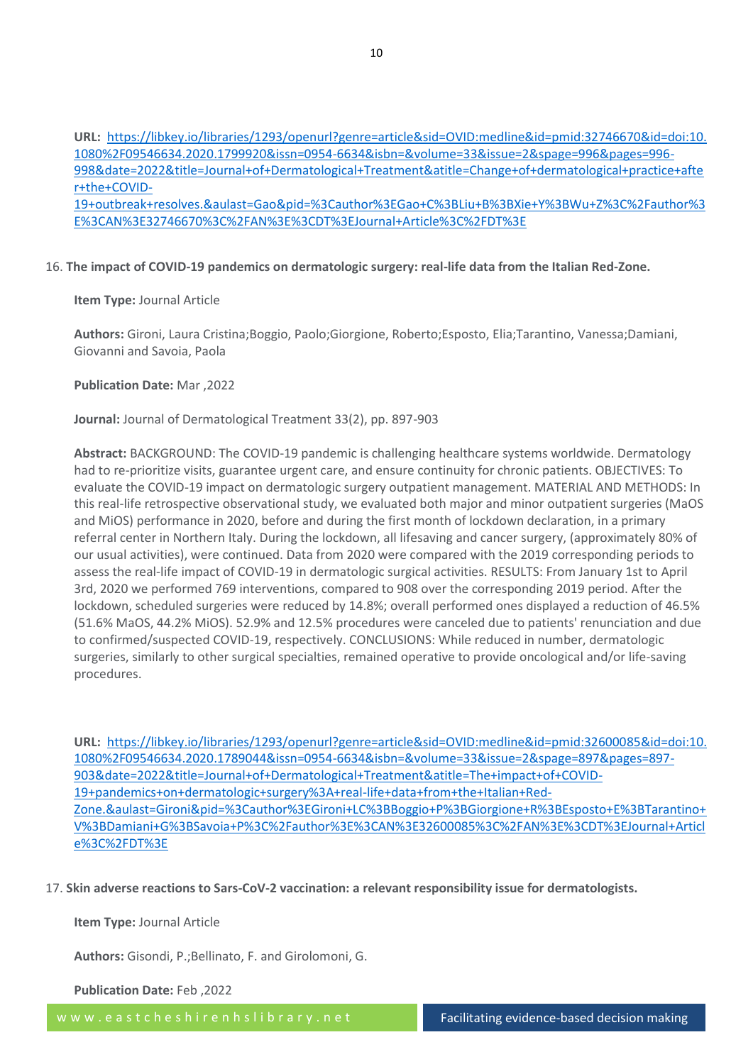**URL:** [https://libkey.io/libraries/1293/openurl?genre=article&sid=OVID:medline&id=pmid:32746670&id=doi:10.1080%2F09546634.2020.1799920&issn=0954-6634&isbn=&volume=33&issue=2&spage=996&pages=996-998&date=2022&title=Journal+of+Dermatological+Treatment&atitle=Change+of+dermatological+practice+after+the+COVID-19+outbreak+resolves.&aulast=Gao&pid=%3Cauthor%3EGao+C%3BLiu+B%3BXie+Y%3BWu+Z%3C%2Fauthor%3E%3CAN%3E32746670%3C%2FAN%3E%3CDT%3EJournal+Article%3C%2FDT%3E](https://libkey.io/libraries/1293/openurl?genre=article&sid=OVID:medline&id=pmid:32746670&id=doi:10.1080%2F09546634.2020.1799920&issn=0954-6634&isbn=&volume=33&issue=2&spage=996&pages=996-998&date=2022&title=Journal+of+Dermatological+Treatment&atitle=Change+of+dermatological+practice+after+the+COVID-19+outbreak+resolves.&aulast=Gao&pid=%3Cauthor%3EGao+C%3BLiu+B%3BXie+Y%3BWu+Z%3C%2Fauthor%3E%3CAN%3E32746670%3C%2FAN%3E%3CDT%3EJournal+Article%3C%2FDT%3E)

16. **The impact of COVID-19 pandemics on dermatologic surgery: real-life data from the Italian Red-Zone.**

**Item Type:** Journal Article

**Authors:** Gironi, Laura Cristina;Boggio, Paolo;Giorgione, Roberto;Esposto, Elia;Tarantino, Vanessa;Damiani, Giovanni and Savoia, Paola

**Publication Date:** Mar ,2022

**Journal:** Journal of Dermatological Treatment 33(2), pp. 897-903

**Abstract:** BACKGROUND: The COVID-19 pandemic is challenging healthcare systems worldwide. Dermatology had to re-prioritize visits, guarantee urgent care, and ensure continuity for chronic patients. OBJECTIVES: To evaluate the COVID-19 impact on dermatologic surgery outpatient management. MATERIAL AND METHODS: In this real-life retrospective observational study, we evaluated both major and minor outpatient surgeries (MaOS and MiOS) performance in 2020, before and during the first month of lockdown declaration, in a primary referral center in Northern Italy. During the lockdown, all lifesaving and cancer surgery, (approximately 80% of our usual activities), were continued. Data from 2020 were compared with the 2019 corresponding periods to assess the real-life impact of COVID-19 in dermatologic surgical activities. RESULTS: From January 1st to April 3rd, 2020 we performed 769 interventions, compared to 908 over the corresponding 2019 period. After the lockdown, scheduled surgeries were reduced by 14.8%; overall performed ones displayed a reduction of 46.5% (51.6% MaOS, 44.2% MiOS). 52.9% and 12.5% procedures were canceled due to patients' renunciation and due to confirmed/suspected COVID-19, respectively. CONCLUSIONS: While reduced in number, dermatologic surgeries, similarly to other surgical specialties, remained operative to provide oncological and/or life-saving procedures.

**URL:** [https://libkey.io/libraries/1293/openurl?genre=article&sid=OVID:medline&id=pmid:32600085&id=doi:10.1080%2F09546634.2020.1789044&issn=0954-6634&isbn=&volume=33&issue=2&spage=897&pages=897-903&date=2022&title=Journal+of+Dermatological+Treatment&atitle=The+impact+of+COVID-19+pandemics+on+dermatologic+surgery%3A+real-life+data+from+the+Italian+Red-Zone.&aulast=Gironi&pid=%3Cauthor%3EGironi+LC%3BBoggio+P%3BGiorgione+R%3BEsposto+E%3BTarantino+V%3BDamiani+G%3BSavoia+P%3C%2Fauthor%3E%3CAN%3E32600085%3C%2FAN%3E%3CDT%3EJournal+Article%3C%2FDT%3E](https://libkey.io/libraries/1293/openurl?genre=article&sid=OVID:medline&id=pmid:32600085&id=doi:10.1080%2F09546634.2020.1789044&issn=0954-6634&isbn=&volume=33&issue=2&spage=897&pages=897-903&date=2022&title=Journal+of+Dermatological+Treatment&atitle=The+impact+of+COVID-19+pandemics+on+dermatologic+surgery%3A+real-life+data+from+the+Italian+Red-Zone.&aulast=Gironi&pid=%3Cauthor%3EGironi+LC%3BBoggio+P%3BGiorgione+R%3BEsposto+E%3BTarantino+V%3BDamiani+G%3BSavoia+P%3C%2Fauthor%3E%3CAN%3E32600085%3C%2FAN%3E%3CDT%3EJournal+Article%3C%2FDT%3E)

17. **Skin adverse reactions to Sars-CoV-2 vaccination: a relevant responsibility issue for dermatologists.**

**Item Type:** Journal Article

**Authors:** Gisondi, P.;Bellinato, F. and Girolomoni, G.

**Publication Date:** Feb ,2022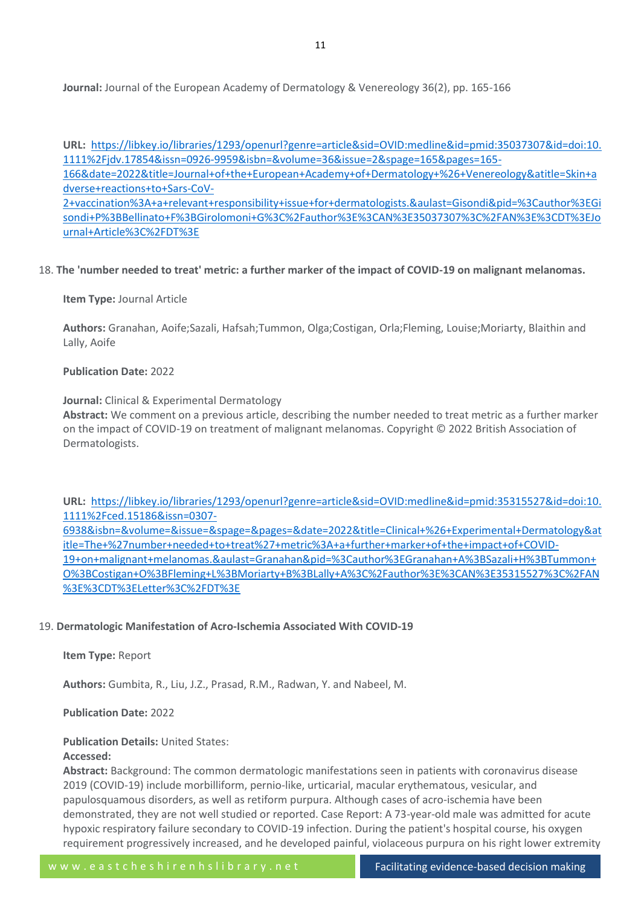**Journal:** Journal of the European Academy of Dermatology & Venereology 36(2), pp. 165-166

**URL:** [https://libkey.io/libraries/1293/openurl?genre=article&sid=OVID:medline&id=pmid:35037307&id=doi:10.1111%2Fjdv.17854&issn=0926-9959&isbn=&volume=36&issue=2&spage=165&pages=165-166&date=2022&title=Journal+of+the+European+Academy+of+Dermatology+%26+Venereology&atitle=Skin+adverse+reactions+to+Sars-CoV-2+vaccination%3A+a+relevant+responsibility+issue+for+dermatologists.&aulast=Gisondi&pid=%3Cauthor%3EGisondi+P%3BBellinato+F%3BGirolomoni+G%3C%2Fauthor%3E%3CAN%3E35037307%3C%2FAN%3E%3CDT%3EJournal+Article%3C%2FDT%3E](https://libkey.io/libraries/1293/openurl?genre=article&sid=OVID:medline&id=pmid:35037307&id=doi:10.1111%2Fjdv.17854&issn=0926-9959&isbn=&volume=36&issue=2&spage=165&pages=165-166&date=2022&title=Journal+of+the+European+Academy+of+Dermatology+%26+Venereology&atitle=Skin+adverse+reactions+to+Sars-CoV-2+vaccination%3A+a+relevant+responsibility+issue+for+dermatologists.&aulast=Gisondi&pid=%3Cauthor%3EGisondi+P%3BBellinato+F%3BGirolomoni+G%3C%2Fauthor%3E%3CAN%3E35037307%3C%2FAN%3E%3CDT%3EJournal+Article%3C%2FDT%3E)

18. **The 'number needed to treat' metric: a further marker of the impact of COVID-19 on malignant melanomas.**

**Item Type:** Journal Article

**Authors:** Granahan, Aoife;Sazali, Hafsah;Tummon, Olga;Costigan, Orla;Fleming, Louise;Moriarty, Blaithin and Lally, Aoife

**Publication Date:** 2022

**Journal:** Clinical & Experimental Dermatology
**Abstract:** We comment on a previous article, describing the number needed to treat metric as a further marker on the impact of COVID-19 on treatment of malignant melanomas. Copyright © 2022 British Association of Dermatologists.

**URL:** [https://libkey.io/libraries/1293/openurl?genre=article&sid=OVID:medline&id=pmid:35315527&id=doi:10.1111%2Fced.15186&issn=0307-6938&isbn=&volume=&issue=&spage=&pages=&date=2022&title=Clinical+%26+Experimental+Dermatology&atitle=The+%27number+needed+to+treat%27+metric%3A+a+further+marker+of+the+impact+of+COVID-19+on+malignant+melanomas.&aulast=Granahan&pid=%3Cauthor%3EGranahan+A%3BSazali+H%3BTummon+O%3BCostigan+O%3BFleming+L%3BMoriarty+B%3BLally+A%3C%2Fauthor%3E%3CAN%3E35315527%3C%2FAN%3E%3CDT%3ELetter%3C%2FDT%3E](https://libkey.io/libraries/1293/openurl?genre=article&sid=OVID:medline&id=pmid:35315527&id=doi:10.1111%2Fced.15186&issn=0307-6938&isbn=&volume=&issue=&spage=&pages=&date=2022&title=Clinical+%26+Experimental+Dermatology&atitle=The+%27number+needed+to+treat%27+metric%3A+a+further+marker+of+the+impact+of+COVID-19+on+malignant+melanomas.&aulast=Granahan&pid=%3Cauthor%3EGranahan+A%3BSazali+H%3BTummon+O%3BCostigan+O%3BFleming+L%3BMoriarty+B%3BLally+A%3C%2Fauthor%3E%3CAN%3E35315527%3C%2FAN%3E%3CDT%3ELetter%3C%2FDT%3E)

19. **Dermatologic Manifestation of Acro-Ischemia Associated With COVID-19**

**Item Type:** Report

**Authors:** Gumbita, R., Liu, J.Z., Prasad, R.M., Radwan, Y. and Nabeel, M.

**Publication Date:** 2022

**Publication Details:** United States:
**Accessed:**
**Abstract:** Background: The common dermatologic manifestations seen in patients with coronavirus disease 2019 (COVID-19) include morbilliform, pernio-like, urticarial, macular erythematous, vesicular, and papulosquamous disorders, as well as retiform purpura. Although cases of acro-ischemia have been demonstrated, they are not well studied or reported. Case Report: A 73-year-old male was admitted for acute hypoxic respiratory failure secondary to COVID-19 infection. During the patient's hospital course, his oxygen requirement progressively increased, and he developed painful, violaceous purpura on his right lower extremity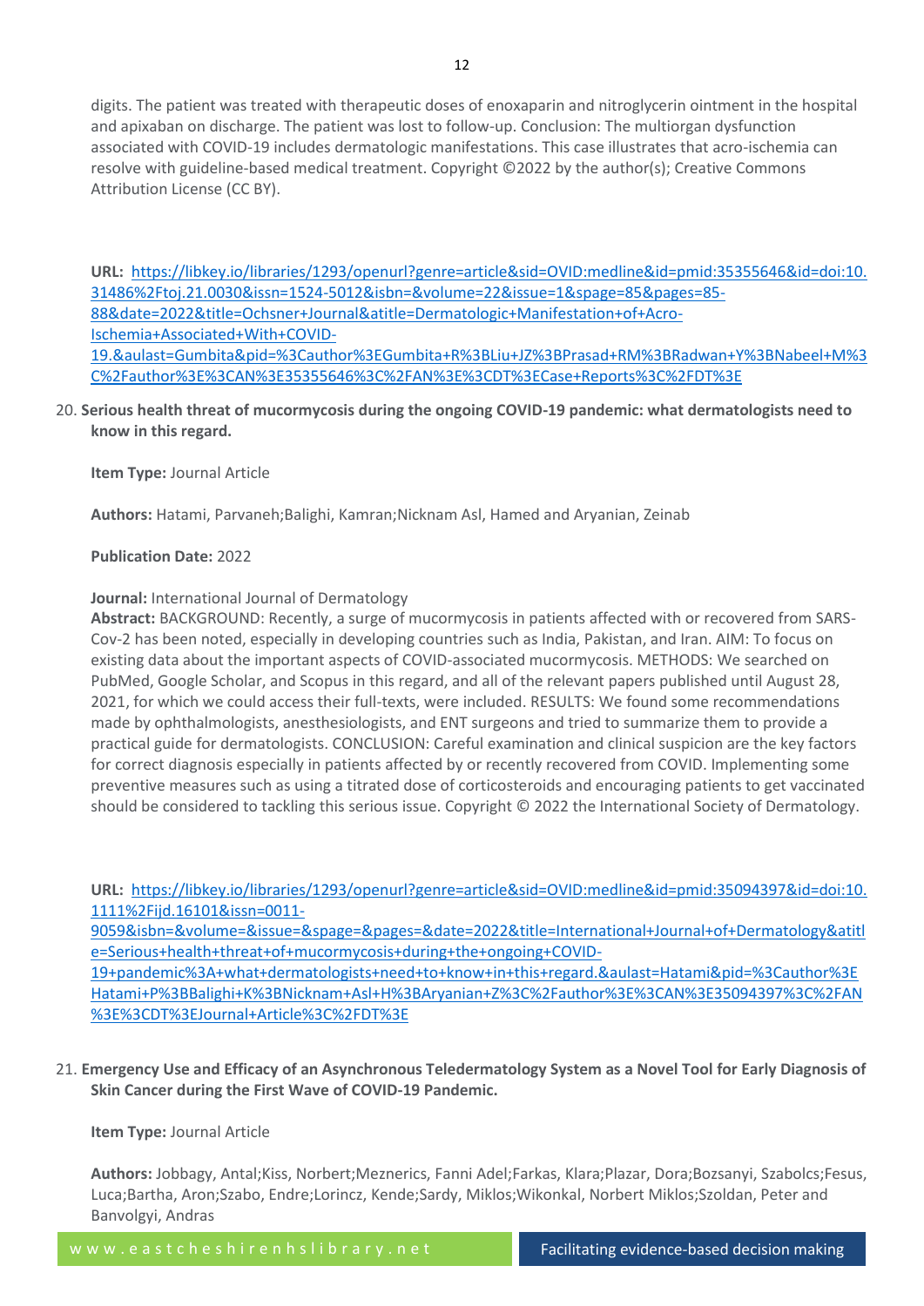digits. The patient was treated with therapeutic doses of enoxaparin and nitroglycerin ointment in the hospital and apixaban on discharge. The patient was lost to follow-up. Conclusion: The multiorgan dysfunction associated with COVID-19 includes dermatologic manifestations. This case illustrates that acro-ischemia can resolve with guideline-based medical treatment. Copyright ©2022 by the author(s); Creative Commons Attribution License (CC BY).

**URL:** https://libkey.io/libraries/1293/openurl?genre=article&sid=OVID:medline&id=pmid:35355646&id=doi:10.31486%2Ftoj.21.0030&issn=1524-5012&isbn=&volume=22&issue=1&spage=85&pages=85-88&date=2022&title=Ochsner+Journal&atitle=Dermatologic+Manifestation+of+Acro-Ischemia+Associated+With+COVID-19.&aulast=Gumbita&pid=%3Cauthor%3EGumbita+R%3BLiu+JZ%3BPrasad+RM%3BRadwan+Y%3BNabeel+M%3C%2Fauthor%3E%3CAN%3E35355646%3C%2FAN%3E%3CDT%3ECase+Reports%3C%2FDT%3E

20. **Serious health threat of mucormycosis during the ongoing COVID-19 pandemic: what dermatologists need to know in this regard.**

**Item Type:** Journal Article

**Authors:** Hatami, Parvaneh;Balighi, Kamran;Nicknam Asl, Hamed and Aryanian, Zeinab

**Publication Date:** 2022

**Journal:** International Journal of Dermatology

**Abstract:** BACKGROUND: Recently, a surge of mucormycosis in patients affected with or recovered from SARS-Cov-2 has been noted, especially in developing countries such as India, Pakistan, and Iran. AIM: To focus on existing data about the important aspects of COVID-associated mucormycosis. METHODS: We searched on PubMed, Google Scholar, and Scopus in this regard, and all of the relevant papers published until August 28, 2021, for which we could access their full-texts, were included. RESULTS: We found some recommendations made by ophthalmologists, anesthesiologists, and ENT surgeons and tried to summarize them to provide a practical guide for dermatologists. CONCLUSION: Careful examination and clinical suspicion are the key factors for correct diagnosis especially in patients affected by or recently recovered from COVID. Implementing some preventive measures such as using a titrated dose of corticosteroids and encouraging patients to get vaccinated should be considered to tackling this serious issue. Copyright © 2022 the International Society of Dermatology.

**URL:** https://libkey.io/libraries/1293/openurl?genre=article&sid=OVID:medline&id=pmid:35094397&id=doi:10.1111%2Fijd.16101&issn=0011-9059&isbn=&volume=&issue=&spage=&pages=&date=2022&title=International+Journal+of+Dermatology&atitle=Serious+health+threat+of+mucormycosis+during+the+ongoing+COVID-19+pandemic%3A+what+dermatologists+need+to+know+in+this+regard.&aulast=Hatami&pid=%3Cauthor%3EHatami+P%3BBalighi+K%3BNicknam+Asl+H%3BAryanian+Z%3C%2Fauthor%3E%3CAN%3E35094397%3C%2FAN%3E%3CDT%3EJournal+Article%3C%2FDT%3E

21. **Emergency Use and Efficacy of an Asynchronous Teledermatology System as a Novel Tool for Early Diagnosis of Skin Cancer during the First Wave of COVID-19 Pandemic.**

**Item Type:** Journal Article

**Authors:** Jobbagy, Antal;Kiss, Norbert;Meznerics, Fanni Adel;Farkas, Klara;Plazar, Dora;Bozsanyi, Szabolcs;Fesus, Luca;Bartha, Aron;Szabo, Endre;Lorincz, Kende;Sardy, Miklos;Wikonkal, Norbert Miklos;Szoldan, Peter and Banvolgyi, Andras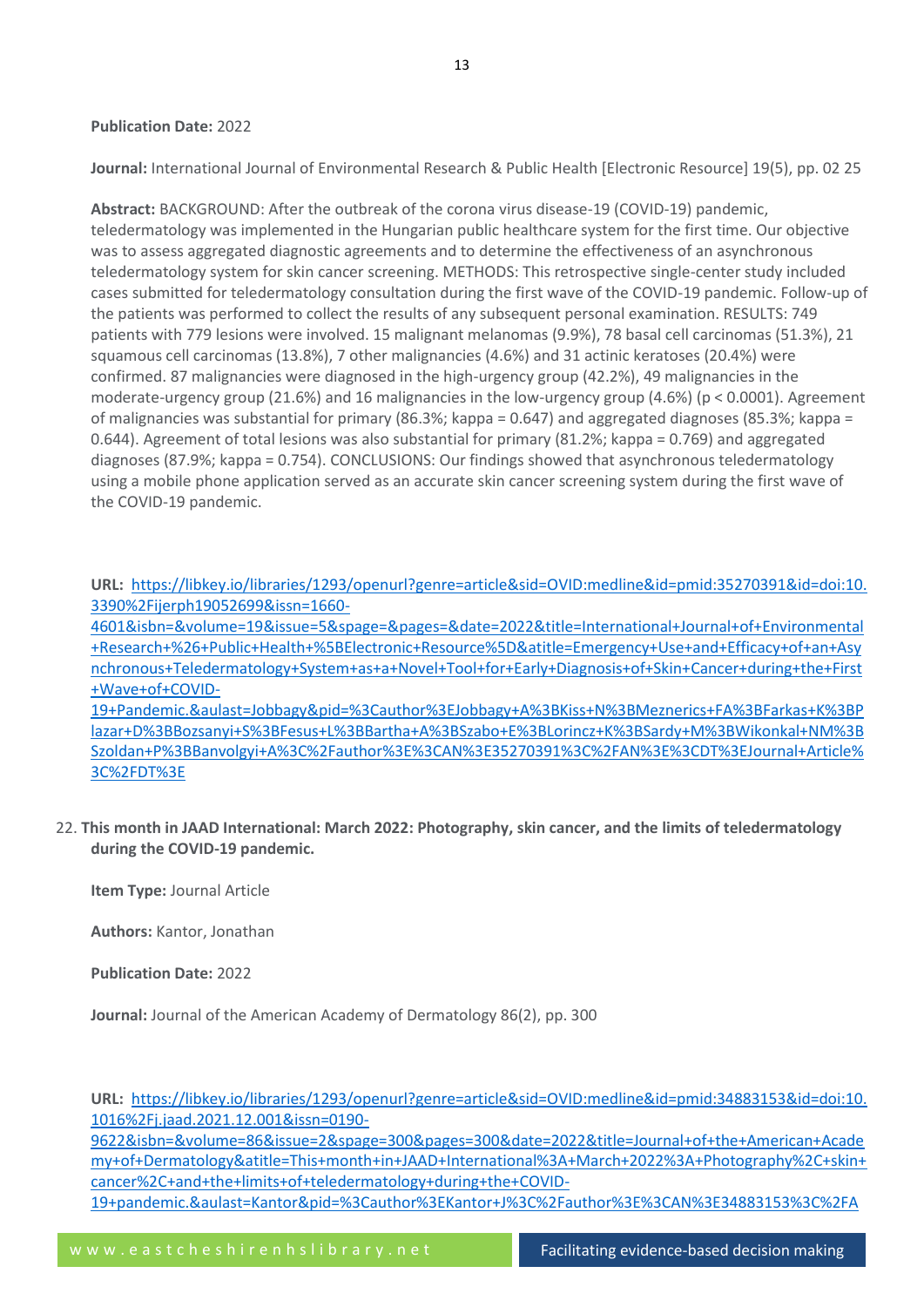**Publication Date:** 2022

**Journal:** International Journal of Environmental Research & Public Health [Electronic Resource] 19(5), pp. 02 25

**Abstract:** BACKGROUND: After the outbreak of the corona virus disease-19 (COVID-19) pandemic, teledermatology was implemented in the Hungarian public healthcare system for the first time. Our objective was to assess aggregated diagnostic agreements and to determine the effectiveness of an asynchronous teledermatology system for skin cancer screening. METHODS: This retrospective single-center study included cases submitted for teledermatology consultation during the first wave of the COVID-19 pandemic. Follow-up of the patients was performed to collect the results of any subsequent personal examination. RESULTS: 749 patients with 779 lesions were involved. 15 malignant melanomas (9.9%), 78 basal cell carcinomas (51.3%), 21 squamous cell carcinomas (13.8%), 7 other malignancies (4.6%) and 31 actinic keratoses (20.4%) were confirmed. 87 malignancies were diagnosed in the high-urgency group (42.2%), 49 malignancies in the moderate-urgency group (21.6%) and 16 malignancies in the low-urgency group (4.6%) ($p < 0.0001$). Agreement of malignancies was substantial for primary (86.3%; kappa = 0.647) and aggregated diagnoses (85.3%; kappa = 0.644). Agreement of total lesions was also substantial for primary (81.2%; kappa = 0.769) and aggregated diagnoses (87.9%; kappa = 0.754). CONCLUSIONS: Our findings showed that asynchronous teledermatology using a mobile phone application served as an accurate skin cancer screening system during the first wave of the COVID-19 pandemic.

**URL:** https://libkey.io/libraries/1293/openurl?genre=article&sid=OVID:medline&id=pmid:35270391&id=doi:10.3390%2Fijerph19052699&issn=1660-4601&isbn=&volume=19&issue=5&spage=&pages=&date=2022&title=International+Journal+of+Environmental+Research+%26+Public+Health+%5BElectronic+Resource%5D&atitle=Emergency+Use+and+Efficacy+of+an+Asynchronous+Teledermatology+System+as+a+Novel+Tool+for+Early+Diagnosis+of+Skin+Cancer+during+the+First+Wave+of+COVID-19+Pandemic.&aulast=Jobbagy&pid=%3Cauthor%3EJobbagy+A%3BKiss+N%3BMeznerics+FA%3BFarkas+K%3BPlazar+D%3BBozsanyi+S%3BFesus+L%3BBartha+A%3BSzabo+E%3BLorincz+K%3BSardy+M%3BWikonkal+NM%3BSzoldan+P%3BBanvolgyi+A%3C%2Fauthor%3E%3CAN%3E35270391%3C%2FAN%3E%3CDT%3EJournal+Article%3C%2FDT%3E

22. **This month in JAAD International: March 2022: Photography, skin cancer, and the limits of teledermatology during the COVID-19 pandemic.**

    **Item Type:** Journal Article

    **Authors:** Kantor, Jonathan

    **Publication Date:** 2022

    **Journal:** Journal of the American Academy of Dermatology 86(2), pp. 300

    **URL:** https://libkey.io/libraries/1293/openurl?genre=article&sid=OVID:medline&id=pmid:34883153&id=doi:10.1016%2Fj.jaad.2021.12.001&issn=0190-9622&isbn=&volume=86&issue=2&spage=300&pages=300&date=2022&title=Journal+of+the+American+Academy+of+Dermatology&atitle=This+month+in+JAAD+International%3A+March+2022%3A+Photography%2C+skin+cancer%2C+and+the+limits+of+teledermatology+during+the+COVID-19+pandemic.&aulast=Kantor&pid=%3Cauthor%3EKantor+J%3C%2Fauthor%3E%3CAN%3E34883153%3C%2FA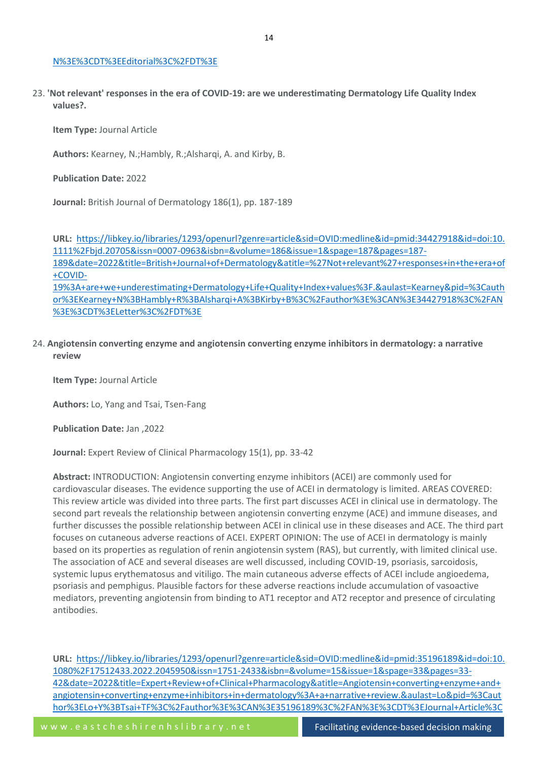N%3E%3CDT%3EEditorial%3C%2FDT%3E

23. **'Not relevant' responses in the era of COVID-19: are we underestimating Dermatology Life Quality Index values?.**

    **Item Type:** Journal Article

    **Authors:** Kearney, N.;Hambly, R.;Alsharqi, A. and Kirby, B.

    **Publication Date:** 2022

    **Journal:** British Journal of Dermatology 186(1), pp. 187-189

    **URL:** https://libkey.io/libraries/1293/openurl?genre=article&sid=OVID:medline&id=pmid:34427918&id=doi:10.1111%2Fbjd.20705&issn=0007-0963&isbn=&volume=186&issue=1&spage=187&pages=187-189&date=2022&title=British+Journal+of+Dermatology&atitle=%27Not+relevant%27+responses+in+the+era+of+COVID-19%3A+are+we+underestimating+Dermatology+Life+Quality+Index+values%3F.&aulast=Kearney&pid=%3Cauthor%3EKearney+N%3BHambly+R%3BAlsharqi+A%3BKirby+B%3C%2Fauthor%3E%3CAN%3E34427918%3C%2FAN%3E%3CDT%3ELetter%3C%2FDT%3E

24. **Angiotensin converting enzyme and angiotensin converting enzyme inhibitors in dermatology: a narrative review**

    **Item Type:** Journal Article

    **Authors:** Lo, Yang and Tsai, Tsen-Fang

    **Publication Date:** Jan ,2022

    **Journal:** Expert Review of Clinical Pharmacology 15(1), pp. 33-42

    **Abstract:** INTRODUCTION: Angiotensin converting enzyme inhibitors (ACEI) are commonly used for cardiovascular diseases. The evidence supporting the use of ACEI in dermatology is limited. AREAS COVERED: This review article was divided into three parts. The first part discusses ACEI in clinical use in dermatology. The second part reveals the relationship between angiotensin converting enzyme (ACE) and immune diseases, and further discusses the possible relationship between ACEI in clinical use in these diseases and ACE. The third part focuses on cutaneous adverse reactions of ACEI. EXPERT OPINION: The use of ACEI in dermatology is mainly based on its properties as regulation of renin angiotensin system (RAS), but currently, with limited clinical use. The association of ACE and several diseases are well discussed, including COVID-19, psoriasis, sarcoidosis, systemic lupus erythematosus and vitiligo. The main cutaneous adverse effects of ACEI include angioedema, psoriasis and pemphigus. Plausible factors for these adverse reactions include accumulation of vasoactive mediators, preventing angiotensin from binding to AT1 receptor and AT2 receptor and presence of circulating antibodies.

    **URL:** https://libkey.io/libraries/1293/openurl?genre=article&sid=OVID:medline&id=pmid:35196189&id=doi:10.1080%2F17512433.2022.2045950&issn=1751-2433&isbn=&volume=15&issue=1&spage=33&pages=33-42&date=2022&title=Expert+Review+of+Clinical+Pharmacology&atitle=Angiotensin+converting+enzyme+and+angiotensin+converting+enzyme+inhibitors+in+dermatology%3A+a+narrative+review.&aulast=Lo&pid=%3Cauthor%3ELo+Y%3BTsai+TF%3C%2Fauthor%3E%3CAN%3E35196189%3C%2FAN%3E%3CDT%3EJournal+Article%3C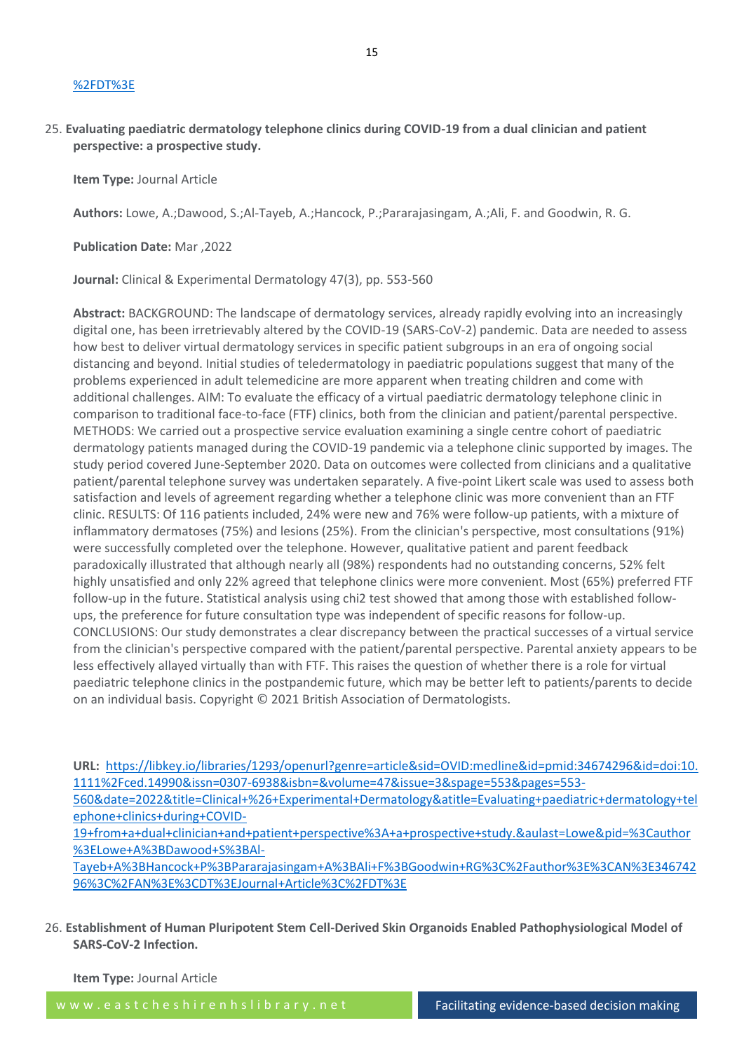[%2FDT%3E](%2FDT%3E)

25. **Evaluating paediatric dermatology telephone clinics during COVID-19 from a dual clinician and patient perspective: a prospective study.**

    **Item Type:** Journal Article

    **Authors:** Lowe, A.;Dawood, S.;Al-Tayeb, A.;Hancock, P.;Pararajasingam, A.;Ali, F. and Goodwin, R. G.

    **Publication Date:** Mar ,2022

    **Journal:** Clinical & Experimental Dermatology 47(3), pp. 553-560

    **Abstract:** BACKGROUND: The landscape of dermatology services, already rapidly evolving into an increasingly digital one, has been irretrievably altered by the COVID-19 (SARS-CoV-2) pandemic. Data are needed to assess how best to deliver virtual dermatology services in specific patient subgroups in an era of ongoing social distancing and beyond. Initial studies of teledermatology in paediatric populations suggest that many of the problems experienced in adult telemedicine are more apparent when treating children and come with additional challenges. AIM: To evaluate the efficacy of a virtual paediatric dermatology telephone clinic in comparison to traditional face-to-face (FTF) clinics, both from the clinician and patient/parental perspective. METHODS: We carried out a prospective service evaluation examining a single centre cohort of paediatric dermatology patients managed during the COVID-19 pandemic via a telephone clinic supported by images. The study period covered June-September 2020. Data on outcomes were collected from clinicians and a qualitative patient/parental telephone survey was undertaken separately. A five-point Likert scale was used to assess both satisfaction and levels of agreement regarding whether a telephone clinic was more convenient than an FTF clinic. RESULTS: Of 116 patients included, 24% were new and 76% were follow-up patients, with a mixture of inflammatory dermatoses (75%) and lesions (25%). From the clinician's perspective, most consultations (91%) were successfully completed over the telephone. However, qualitative patient and parent feedback paradoxically illustrated that although nearly all (98%) respondents had no outstanding concerns, 52% felt highly unsatisfied and only 22% agreed that telephone clinics were more convenient. Most (65%) preferred FTF follow-up in the future. Statistical analysis using chi2 test showed that among those with established follow-ups, the preference for future consultation type was independent of specific reasons for follow-up. CONCLUSIONS: Our study demonstrates a clear discrepancy between the practical successes of a virtual service from the clinician's perspective compared with the patient/parental perspective. Parental anxiety appears to be less effectively allayed virtually than with FTF. This raises the question of whether there is a role for virtual paediatric telephone clinics in the postpandemic future, which may be better left to patients/parents to decide on an individual basis. Copyright © 2021 British Association of Dermatologists.

    **URL:** [https://libkey.io/libraries/1293/openurl?genre=article&sid=OVID:medline&id=pmid:34674296&id=doi:10.1111%2Fced.14990&issn=0307-6938&isbn=&volume=47&issue=3&spage=553&pages=553-560&date=2022&title=Clinical+%26+Experimental+Dermatology&atitle=Evaluating+paediatric+dermatology+telephone+clinics+during+COVID-19+from+a+dual+clinician+and+patient+perspective%3A+a+prospective+study.&aulast=Lowe&pid=%3Cauthor%3ELowe+A%3BDawood+S%3BAl-Tayeb+A%3BHancock+P%3BPararajasingam+A%3BAli+F%3BGoodwin+RG%3C%2Fauthor%3E%3CAN%3E34674296%3C%2FAN%3E%3CDT%3EJournal+Article%3C%2FDT%3E](https://libkey.io/libraries/1293/openurl?genre=article&sid=OVID:medline&id=pmid:34674296&id=doi:10.1111%2Fced.14990&issn=0307-6938&isbn=&volume=47&issue=3&spage=553&pages=553-560&date=2022&title=Clinical+%26+Experimental+Dermatology&atitle=Evaluating+paediatric+dermatology+telephone+clinics+during+COVID-19+from+a+dual+clinician+and+patient+perspective%3A+a+prospective+study.&aulast=Lowe&pid=%3Cauthor%3ELowe+A%3BDawood+S%3BAl-Tayeb+A%3BHancock+P%3BPararajasingam+A%3BAli+F%3BGoodwin+RG%3C%2Fauthor%3E%3CAN%3E34674296%3C%2FAN%3E%3CDT%3EJournal+Article%3C%2FDT%3E)

26. **Establishment of Human Pluripotent Stem Cell-Derived Skin Organoids Enabled Pathophysiological Model of SARS-CoV-2 Infection.**

    **Item Type:** Journal Article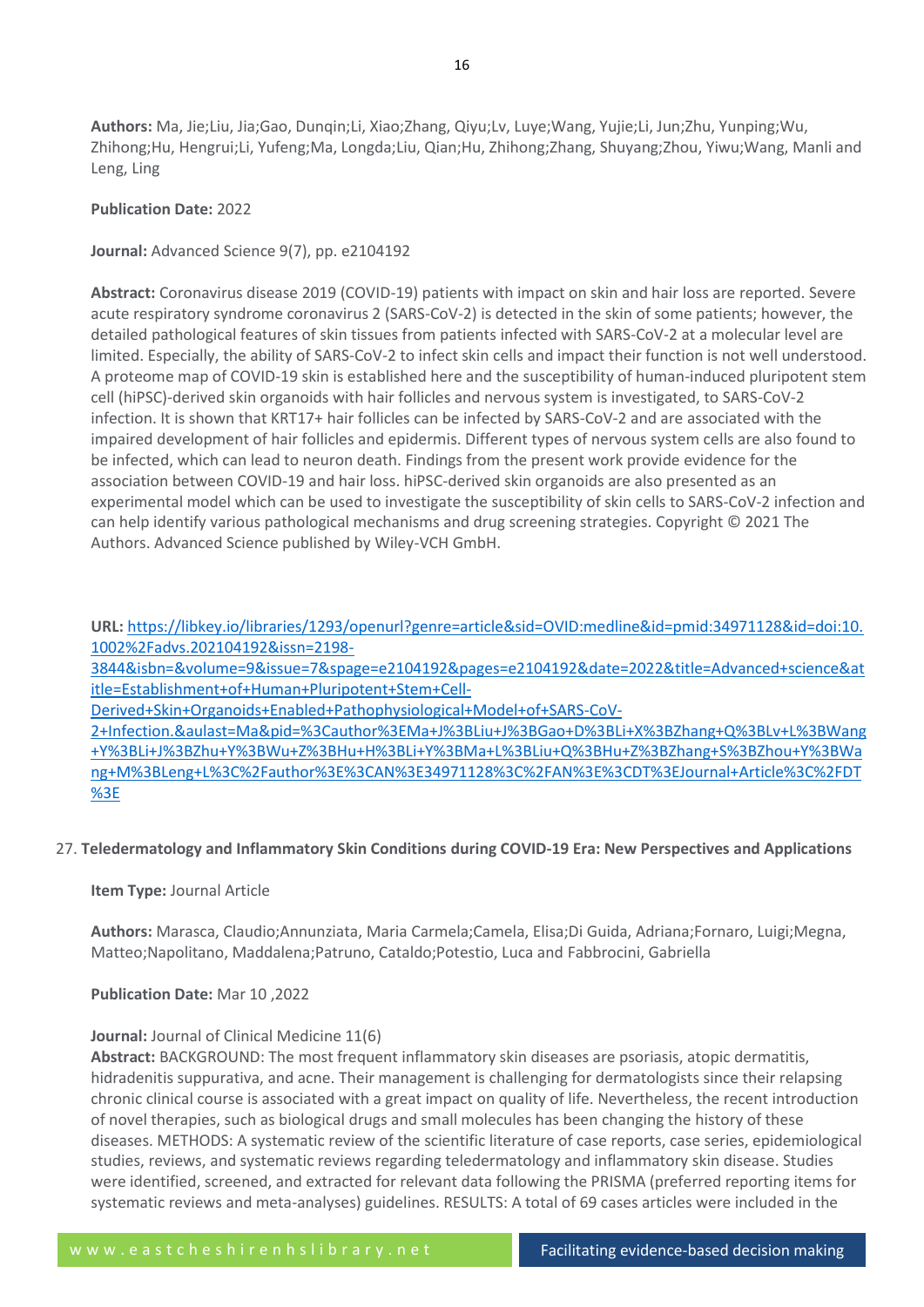**Authors:** Ma, Jie;Liu, Jia;Gao, Dunqin;Li, Xiao;Zhang, Qiyu;Lv, Luye;Wang, Yujie;Li, Jun;Zhu, Yunping;Wu, Zhihong;Hu, Hengrui;Li, Yufeng;Ma, Longda;Liu, Qian;Hu, Zhihong;Zhang, Shuyang;Zhou, Yiwu;Wang, Manli and Leng, Ling

**Publication Date:** 2022

**Journal:** Advanced Science 9(7), pp. e2104192

**Abstract:** Coronavirus disease 2019 (COVID-19) patients with impact on skin and hair loss are reported. Severe acute respiratory syndrome coronavirus 2 (SARS-CoV-2) is detected in the skin of some patients; however, the detailed pathological features of skin tissues from patients infected with SARS-CoV-2 at a molecular level are limited. Especially, the ability of SARS-CoV-2 to infect skin cells and impact their function is not well understood. A proteome map of COVID-19 skin is established here and the susceptibility of human-induced pluripotent stem cell (hiPSC)-derived skin organoids with hair follicles and nervous system is investigated, to SARS-CoV-2 infection. It is shown that KRT17+ hair follicles can be infected by SARS-CoV-2 and are associated with the impaired development of hair follicles and epidermis. Different types of nervous system cells are also found to be infected, which can lead to neuron death. Findings from the present work provide evidence for the association between COVID-19 and hair loss. hiPSC-derived skin organoids are also presented as an experimental model which can be used to investigate the susceptibility of skin cells to SARS-CoV-2 infection and can help identify various pathological mechanisms and drug screening strategies. Copyright © 2021 The Authors. Advanced Science published by Wiley-VCH GmbH.

**URL:** https://libkey.io/libraries/1293/openurl?genre=article&sid=OVID:medline&id=pmid:34971128&id=doi:10.1002%2Fadvs.202104192&issn=2198-3844&isbn=&volume=9&issue=7&spage=e2104192&pages=e2104192&date=2022&title=Advanced+science&atitle=Establishment+of+Human+Pluripotent+Stem+Cell-Derived+Skin+Organoids+Enabled+Pathophysiological+Model+of+SARS-CoV-2+Infection.&aulast=Ma&pid=%3Cauthor%3EMa+J%3BLiu+J%3BGao+D%3BLi+X%3BZhang+Q%3BLv+L%3BWang+Y%3BLi+J%3BZhu+Y%3BWu+Z%3BHu+H%3BLi+Y%3BMa+L%3BLiu+Q%3BHu+Z%3BZhang+S%3BZhou+Y%3BWang+M%3BLeng+L%3C%2Fauthor%3E%3CAN%3E34971128%3C%2FAN%3E%3CDT%3EJournal+Article%3C%2FDT%3E

27. **Teledermatology and Inflammatory Skin Conditions during COVID-19 Era: New Perspectives and Applications**

**Item Type:** Journal Article

**Authors:** Marasca, Claudio;Annunziata, Maria Carmela;Camela, Elisa;Di Guida, Adriana;Fornaro, Luigi;Megna, Matteo;Napolitano, Maddalena;Patruno, Cataldo;Potestio, Luca and Fabbrocini, Gabriella

**Publication Date:** Mar 10 ,2022

**Journal:** Journal of Clinical Medicine 11(6)

**Abstract:** BACKGROUND: The most frequent inflammatory skin diseases are psoriasis, atopic dermatitis, hidradenitis suppurativa, and acne. Their management is challenging for dermatologists since their relapsing chronic clinical course is associated with a great impact on quality of life. Nevertheless, the recent introduction of novel therapies, such as biological drugs and small molecules has been changing the history of these diseases. METHODS: A systematic review of the scientific literature of case reports, case series, epidemiological studies, reviews, and systematic reviews regarding teledermatology and inflammatory skin disease. Studies were identified, screened, and extracted for relevant data following the PRISMA (preferred reporting items for systematic reviews and meta-analyses) guidelines. RESULTS: A total of 69 cases articles were included in the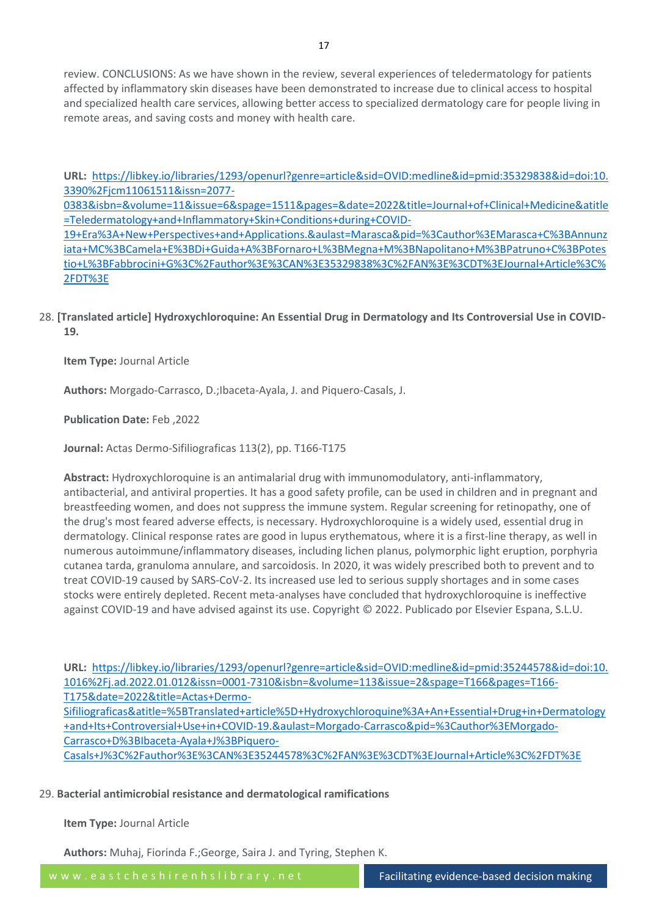review. CONCLUSIONS: As we have shown in the review, several experiences of teledermatology for patients affected by inflammatory skin diseases have been demonstrated to increase due to clinical access to hospital and specialized health care services, allowing better access to specialized dermatology care for people living in remote areas, and saving costs and money with health care.

**URL:** https://libkey.io/libraries/1293/openurl?genre=article&sid=OVID:medline&id=pmid:35329838&id=doi:10.3390%2Fjcm11061511&issn=2077-0383&isbn=&volume=11&issue=6&spage=1511&pages=&date=2022&title=Journal+of+Clinical+Medicine&atitle=Teledermatology+and+Inflammatory+Skin+Conditions+during+COVID-19+Era%3A+New+Perspectives+and+Applications.&aulast=Marasca&pid=%3Cauthor%3EMarasca+C%3BAnnunziata+MC%3BCamela+E%3BDi+Guida+A%3BFornaro+L%3BMegna+M%3BNapolitano+M%3BPatruno+C%3BPotestio+L%3BFabbrocini+G%3C%2Fauthor%3E%3CAN%3E35329838%3C%2FAN%3E%3CDT%3EJournal+Article%3C%2FDT%3E

28. **[Translated article] Hydroxychloroquine: An Essential Drug in Dermatology and Its Controversial Use in COVID-19.**

**Item Type:** Journal Article

**Authors:** Morgado-Carrasco, D.;Ibaceta-Ayala, J. and Piquero-Casals, J.

**Publication Date:** Feb ,2022

**Journal:** Actas Dermo-Sifiliograficas 113(2), pp. T166-T175

**Abstract:** Hydroxychloroquine is an antimalarial drug with immunomodulatory, anti-inflammatory, antibacterial, and antiviral properties. It has a good safety profile, can be used in children and in pregnant and breastfeeding women, and does not suppress the immune system. Regular screening for retinopathy, one of the drug's most feared adverse effects, is necessary. Hydroxychloroquine is a widely used, essential drug in dermatology. Clinical response rates are good in lupus erythematous, where it is a first-line therapy, as well in numerous autoimmune/inflammatory diseases, including lichen planus, polymorphic light eruption, porphyria cutanea tarda, granuloma annulare, and sarcoidosis. In 2020, it was widely prescribed both to prevent and to treat COVID-19 caused by SARS-CoV-2. Its increased use led to serious supply shortages and in some cases stocks were entirely depleted. Recent meta-analyses have concluded that hydroxychloroquine is ineffective against COVID-19 and have advised against its use. Copyright © 2022. Publicado por Elsevier Espana, S.L.U.

**URL:** https://libkey.io/libraries/1293/openurl?genre=article&sid=OVID:medline&id=pmid:35244578&id=doi:10.1016%2Fj.ad.2022.01.012&issn=0001-7310&isbn=&volume=113&issue=2&spage=T166&pages=T166-T175&date=2022&title=Actas+Dermo-Sifiliograficas&atitle=%5BTranslated+article%5D+Hydroxychloroquine%3A+An+Essential+Drug+in+Dermatology+and+Its+Controversial+Use+in+COVID-19.&aulast=Morgado-Carrasco&pid=%3Cauthor%3EMorgado-Carrasco+D%3BIbaceta-Ayala+J%3BPiquero-Casals+J%3C%2Fauthor%3E%3CAN%3E35244578%3C%2FAN%3E%3CDT%3EJournal+Article%3C%2FDT%3E

29. **Bacterial antimicrobial resistance and dermatological ramifications**

**Item Type:** Journal Article

**Authors:** Muhaj, Fiorinda F.;George, Saira J. and Tyring, Stephen K.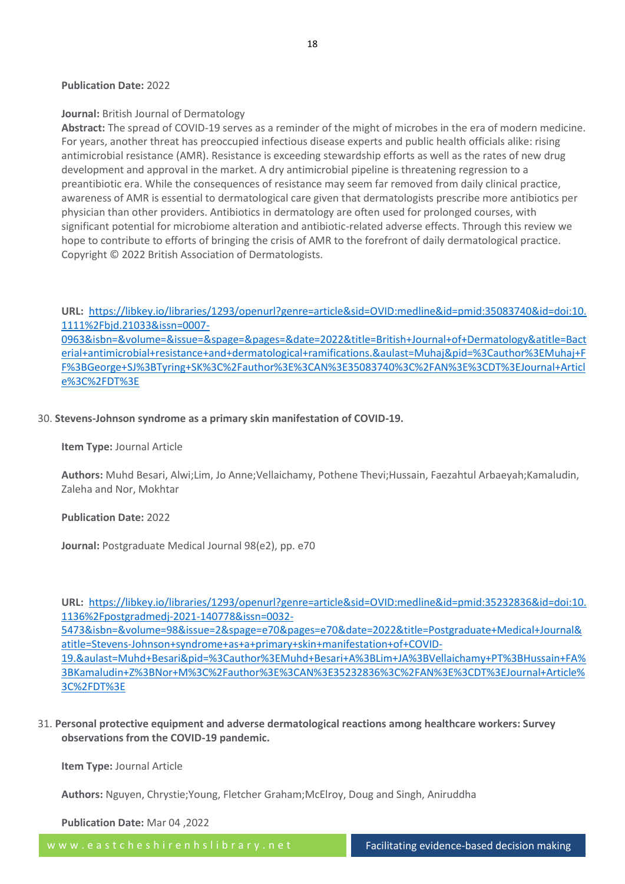**Publication Date:** 2022

**Journal:** British Journal of Dermatology

**Abstract:** The spread of COVID-19 serves as a reminder of the might of microbes in the era of modern medicine. For years, another threat has preoccupied infectious disease experts and public health officials alike: rising antimicrobial resistance (AMR). Resistance is exceeding stewardship efforts as well as the rates of new drug development and approval in the market. A dry antimicrobial pipeline is threatening regression to a preantibiotic era. While the consequences of resistance may seem far removed from daily clinical practice, awareness of AMR is essential to dermatological care given that dermatologists prescribe more antibiotics per physician than other providers. Antibiotics in dermatology are often used for prolonged courses, with significant potential for microbiome alteration and antibiotic-related adverse effects. Through this review we hope to contribute to efforts of bringing the crisis of AMR to the forefront of daily dermatological practice. Copyright © 2022 British Association of Dermatologists.

**URL:** https://libkey.io/libraries/1293/openurl?genre=article&sid=OVID:medline&id=pmid:35083740&id=doi:10.1111%2Fbjd.21033&issn=0007-0963&isbn=&volume=&issue=&spage=&pages=&date=2022&title=British+Journal+of+Dermatology&atitle=Bacterial+antimicrobial+resistance+and+dermatological+ramifications.&aulast=Muhaj&pid=%3Cauthor%3EMuhaj+FF%3BGeorge+SJ%3BTyring+SK%3C%2Fauthor%3E%3CAN%3E35083740%3C%2FAN%3E%3CDT%3EJournal+Article%3C%2FDT%3E

30. **Stevens-Johnson syndrome as a primary skin manifestation of COVID-19.**

**Item Type:** Journal Article

**Authors:** Muhd Besari, Alwi;Lim, Jo Anne;Vellaichamy, Pothene Thevi;Hussain, Faezahtul Arbaeyah;Kamaludin, Zaleha and Nor, Mokhtar

**Publication Date:** 2022

**Journal:** Postgraduate Medical Journal 98(e2), pp. e70

**URL:** https://libkey.io/libraries/1293/openurl?genre=article&sid=OVID:medline&id=pmid:35232836&id=doi:10.1136%2Fpostgradmedj-2021-140778&issn=0032-5473&isbn=&volume=98&issue=2&spage=e70&pages=e70&date=2022&title=Postgraduate+Medical+Journal&atitle=Stevens-Johnson+syndrome+as+a+primary+skin+manifestation+of+COVID-19.&aulast=Muhd+Besari&pid=%3Cauthor%3EMuhd+Besari+A%3BLim+JA%3BVellaichamy+PT%3BHussain+FA%3BKamaludin+Z%3BNor+M%3C%2Fauthor%3E%3CAN%3E35232836%3C%2FAN%3E%3CDT%3EJournal+Article%3C%2FDT%3E

31. **Personal protective equipment and adverse dermatological reactions among healthcare workers: Survey observations from the COVID-19 pandemic.**

**Item Type:** Journal Article

**Authors:** Nguyen, Chrystie;Young, Fletcher Graham;McElroy, Doug and Singh, Aniruddha

**Publication Date:** Mar 04 ,2022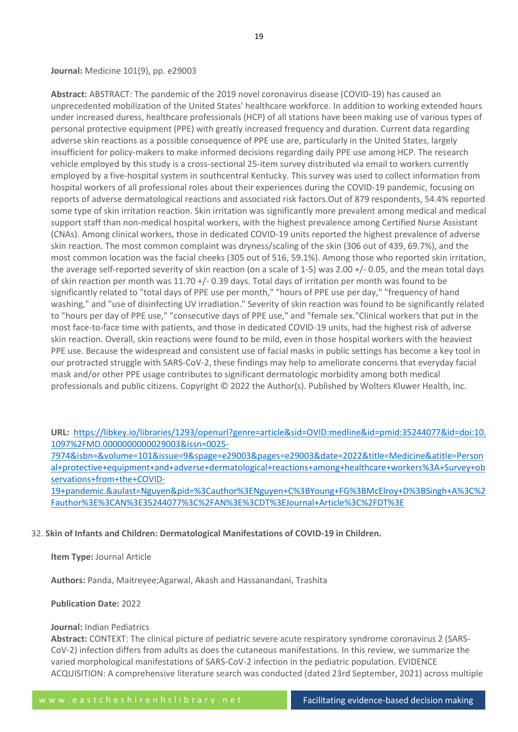**Journal:** Medicine 101(9), pp. e29003

**Abstract:** ABSTRACT: The pandemic of the 2019 novel coronavirus disease (COVID-19) has caused an unprecedented mobilization of the United States' healthcare workforce. In addition to working extended hours under increased duress, healthcare professionals (HCP) of all stations have been making use of various types of personal protective equipment (PPE) with greatly increased frequency and duration. Current data regarding adverse skin reactions as a possible consequence of PPE use are, particularly in the United States, largely insufficient for policy-makers to make informed decisions regarding daily PPE use among HCP. The research vehicle employed by this study is a cross-sectional 25-item survey distributed via email to workers currently employed by a five-hospital system in southcentral Kentucky. This survey was used to collect information from hospital workers of all professional roles about their experiences during the COVID-19 pandemic, focusing on reports of adverse dermatological reactions and associated risk factors.Out of 879 respondents, 54.4% reported some type of skin irritation reaction. Skin irritation was significantly more prevalent among medical and medical support staff than non-medical hospital workers, with the highest prevalence among Certified Nurse Assistant (CNAs). Among clinical workers, those in dedicated COVID-19 units reported the highest prevalence of adverse skin reaction. The most common complaint was dryness/scaling of the skin (306 out of 439, 69.7%), and the most common location was the facial cheeks (305 out of 516, 59.1%). Among those who reported skin irritation, the average self-reported severity of skin reaction (on a scale of 1-5) was 2.00 +/- 0.05, and the mean total days of skin reaction per month was 11.70 +/- 0.39 days. Total days of irritation per month was found to be significantly related to "total days of PPE use per month," "hours of PPE use per day," "frequency of hand washing," and "use of disinfecting UV irradiation." Severity of skin reaction was found to be significantly related to "hours per day of PPE use," "consecutive days of PPE use," and "female sex."Clinical workers that put in the most face-to-face time with patients, and those in dedicated COVID-19 units, had the highest risk of adverse skin reaction. Overall, skin reactions were found to be mild, even in those hospital workers with the heaviest PPE use. Because the widespread and consistent use of facial masks in public settings has become a key tool in our protracted struggle with SARS-CoV-2, these findings may help to ameliorate concerns that everyday facial mask and/or other PPE usage contributes to significant dermatologic morbidity among both medical professionals and public citizens. Copyright © 2022 the Author(s). Published by Wolters Kluwer Health, Inc.

**URL:** [https://libkey.io/libraries/1293/openurl?genre=article&sid=OVID:medline&id=pmid:35244077&id=doi:10.1097%2FMD.0000000000029003&issn=0025-7974&isbn=&volume=101&issue=9&spage=e29003&pages=e29003&date=2022&title=Medicine&atitle=Personal+protective+equipment+and+adverse+dermatological+reactions+among+healthcare+workers%3A+Survey+observations+from+the+COVID-19+pandemic.&aulast=Nguyen&pid=%3Cauthor%3ENguyen+C%3BYoung+FG%3BMcElroy+D%3BSingh+A%3C%2Fauthor%3E%3CAN%3E35244077%3C%2FAN%3E%3CDT%3EJournal+Article%3C%2FDT%3E](https://libkey.io/libraries/1293/openurl?genre=article&sid=OVID:medline&id=pmid:35244077&id=doi:10.1097%2FMD.0000000000029003&issn=0025-7974&isbn=&volume=101&issue=9&spage=e29003&pages=e29003&date=2022&title=Medicine&atitle=Personal+protective+equipment+and+adverse+dermatological+reactions+among+healthcare+workers%3A+Survey+observations+from+the+COVID-19+pandemic.&aulast=Nguyen&pid=%3Cauthor%3ENguyen+C%3BYoung+FG%3BMcElroy+D%3BSingh+A%3C%2Fauthor%3E%3CAN%3E35244077%3C%2FAN%3E%3CDT%3EJournal+Article%3C%2FDT%3E)

32. **Skin of Infants and Children: Dermatological Manifestations of COVID-19 in Children.**

**Item Type:** Journal Article

**Authors:** Panda, Maitreyee;Agarwal, Akash and Hassanandani, Trashita

**Publication Date:** 2022

**Journal:** Indian Pediatrics

**Abstract:** CONTEXT: The clinical picture of pediatric severe acute respiratory syndrome coronavirus 2 (SARS-CoV-2) infection differs from adults as does the cutaneous manifestations. In this review, we summarize the varied morphological manifestations of SARS-CoV-2 infection in the pediatric population. EVIDENCE ACQUISITION: A comprehensive literature search was conducted (dated 23rd September, 2021) across multiple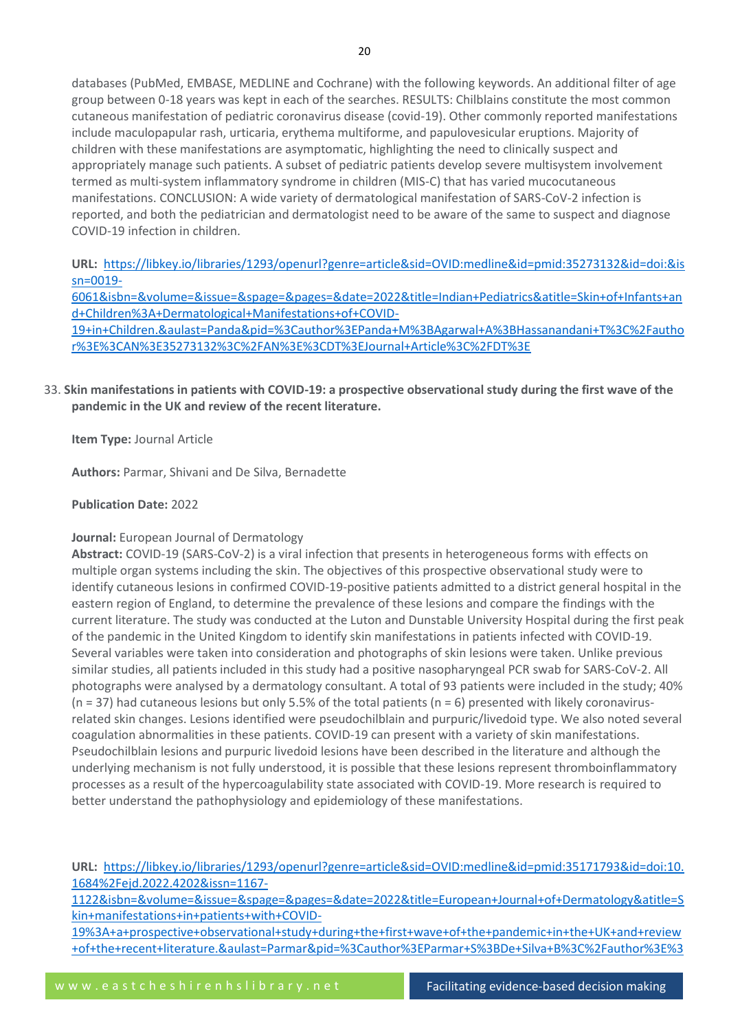databases (PubMed, EMBASE, MEDLINE and Cochrane) with the following keywords. An additional filter of age group between 0-18 years was kept in each of the searches. RESULTS: Chilblains constitute the most common cutaneous manifestation of pediatric coronavirus disease (covid-19). Other commonly reported manifestations include maculopapular rash, urticaria, erythema multiforme, and papulovesicular eruptions. Majority of children with these manifestations are asymptomatic, highlighting the need to clinically suspect and appropriately manage such patients. A subset of pediatric patients develop severe multisystem involvement termed as multi-system inflammatory syndrome in children (MIS-C) that has varied mucocutaneous manifestations. CONCLUSION: A wide variety of dermatological manifestation of SARS-CoV-2 infection is reported, and both the pediatrician and dermatologist need to be aware of the same to suspect and diagnose COVID-19 infection in children.

**URL:** https://libkey.io/libraries/1293/openurl?genre=article&sid=OVID:medline&id=pmid:35273132&id=doi:&issn=0019-6061&isbn=&volume=&issue=&spage=&pages=&date=2022&title=Indian+Pediatrics&atitle=Skin+of+Infants+and+Children%3A+Dermatological+Manifestations+of+COVID-19+in+Children.&aulast=Panda&pid=%3Cauthor%3EPanda+M%3BAgarwal+A%3BHassanandani+T%3C%2Fauthor%3E%3CAN%3E35273132%3C%2FAN%3E%3CDT%3EJournal+Article%3C%2FDT%3E

33. **Skin manifestations in patients with COVID-19: a prospective observational study during the first wave of the pandemic in the UK and review of the recent literature.**

    **Item Type:** Journal Article

    **Authors:** Parmar, Shivani and De Silva, Bernadette

    **Publication Date:** 2022

    **Journal:** European Journal of Dermatology

    **Abstract:** COVID-19 (SARS-CoV-2) is a viral infection that presents in heterogeneous forms with effects on multiple organ systems including the skin. The objectives of this prospective observational study were to identify cutaneous lesions in confirmed COVID-19-positive patients admitted to a district general hospital in the eastern region of England, to determine the prevalence of these lesions and compare the findings with the current literature. The study was conducted at the Luton and Dunstable University Hospital during the first peak of the pandemic in the United Kingdom to identify skin manifestations in patients infected with COVID-19. Several variables were taken into consideration and photographs of skin lesions were taken. Unlike previous similar studies, all patients included in this study had a positive nasopharyngeal PCR swab for SARS-CoV-2. All photographs were analysed by a dermatology consultant. A total of 93 patients were included in the study; 40% (n = 37) had cutaneous lesions but only 5.5% of the total patients (n = 6) presented with likely coronavirus-related skin changes. Lesions identified were pseudochilblain and purpuric/livedoid type. We also noted several coagulation abnormalities in these patients. COVID-19 can present with a variety of skin manifestations. Pseudochilblain lesions and purpuric livedoid lesions have been described in the literature and although the underlying mechanism is not fully understood, it is possible that these lesions represent thromboinflammatory processes as a result of the hypercoagulability state associated with COVID-19. More research is required to better understand the pathophysiology and epidemiology of these manifestations.

    **URL:** https://libkey.io/libraries/1293/openurl?genre=article&sid=OVID:medline&id=pmid:35171793&id=doi:10.1684%2Fejd.2022.4202&issn=1167-1122&isbn=&volume=&issue=&spage=&pages=&date=2022&title=European+Journal+of+Dermatology&atitle=Skin+manifestations+in+patients+with+COVID-19%3A+a+prospective+observational+study+during+the+first+wave+of+the+pandemic+in+the+UK+and+review+of+the+recent+literature.&aulast=Parmar&pid=%3Cauthor%3EParmar+S%3BDe+Silva+B%3C%2Fauthor%3E%3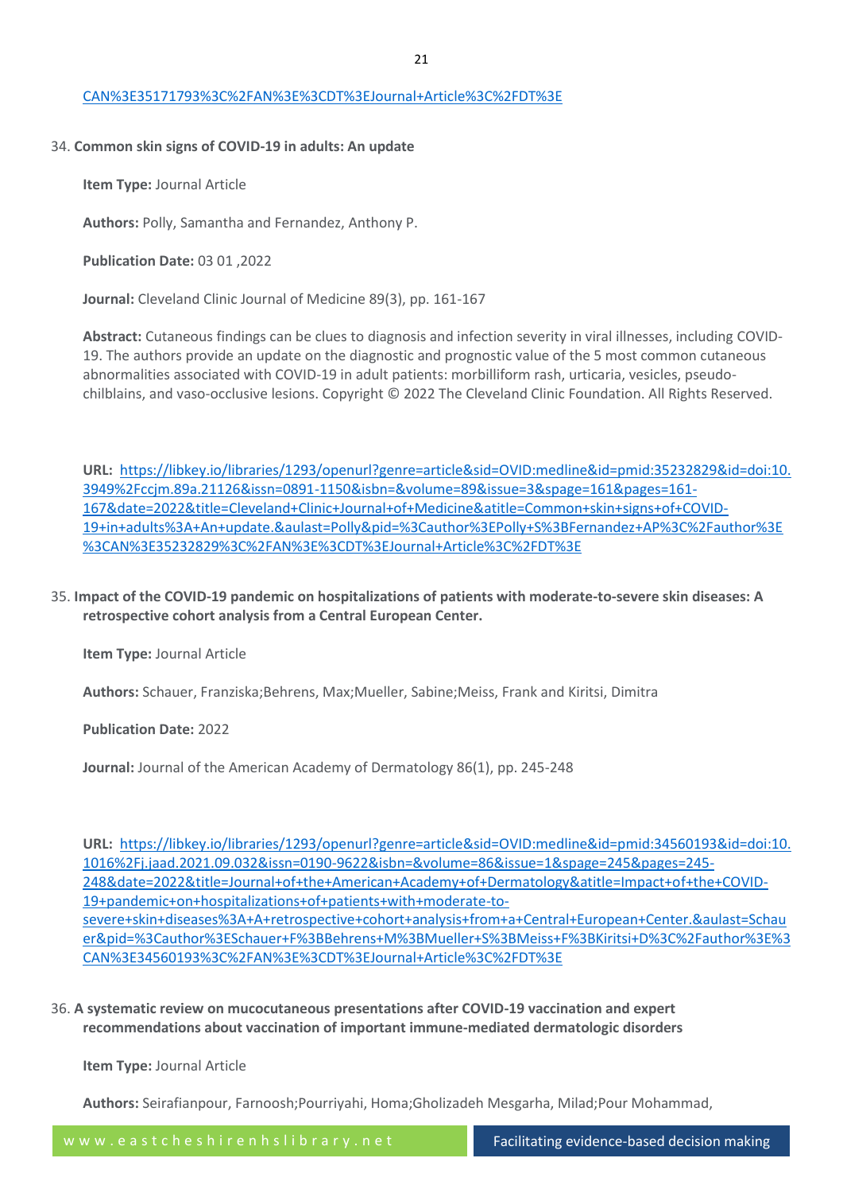CAN%3E35171793%3C%2FAN%3E%3CDT%3EJournal+Article%3C%2FDT%3E

34. **Common skin signs of COVID-19 in adults: An update**

    **Item Type:** Journal Article

    **Authors:** Polly, Samantha and Fernandez, Anthony P.

    **Publication Date:** 03 01 ,2022

    **Journal:** Cleveland Clinic Journal of Medicine 89(3), pp. 161-167

    **Abstract:** Cutaneous findings can be clues to diagnosis and infection severity in viral illnesses, including COVID-19. The authors provide an update on the diagnostic and prognostic value of the 5 most common cutaneous abnormalities associated with COVID-19 in adult patients: morbilliform rash, urticaria, vesicles, pseudo-chilblains, and vaso-occlusive lesions. Copyright © 2022 The Cleveland Clinic Foundation. All Rights Reserved.

    **URL:** https://libkey.io/libraries/1293/openurl?genre=article&sid=OVID:medline&id=pmid:35232829&id=doi:10.3949%2Fccjm.89a.21126&issn=0891-1150&isbn=&volume=89&issue=3&spage=161&pages=161-167&date=2022&title=Cleveland+Clinic+Journal+of+Medicine&atitle=Common+skin+signs+of+COVID-19+in+adults%3A+An+update.&aulast=Polly&pid=%3Cauthor%3EPolly+S%3BFernandez+AP%3C%2Fauthor%3E%3CAN%3E35232829%3C%2FAN%3E%3CDT%3EJournal+Article%3C%2FDT%3E

35. **Impact of the COVID-19 pandemic on hospitalizations of patients with moderate-to-severe skin diseases: A retrospective cohort analysis from a Central European Center.**

    **Item Type:** Journal Article

    **Authors:** Schauer, Franziska;Behrens, Max;Mueller, Sabine;Meiss, Frank and Kiritsi, Dimitra

    **Publication Date:** 2022

    **Journal:** Journal of the American Academy of Dermatology 86(1), pp. 245-248

    **URL:** https://libkey.io/libraries/1293/openurl?genre=article&sid=OVID:medline&id=pmid:34560193&id=doi:10.1016%2Fj.jaad.2021.09.032&issn=0190-9622&isbn=&volume=86&issue=1&spage=245&pages=245-248&date=2022&title=Journal+of+the+American+Academy+of+Dermatology&atitle=Impact+of+the+COVID-19+pandemic+on+hospitalizations+of+patients+with+moderate-to-severe+skin+diseases%3A+A+retrospective+cohort+analysis+from+a+Central+European+Center.&aulast=Schauer&pid=%3Cauthor%3ESchauer+F%3BBehrens+M%3BMueller+S%3BMeiss+F%3BKiritsi+D%3C%2Fauthor%3E%3CAN%3E34560193%3C%2FAN%3E%3CDT%3EJournal+Article%3C%2FDT%3E

36. **A systematic review on mucocutaneous presentations after COVID-19 vaccination and expert recommendations about vaccination of important immune-mediated dermatologic disorders**

    **Item Type:** Journal Article

    **Authors:** Seirafianpour, Farnoosh;Pourriyahi, Homa;Gholizadeh Mesgarha, Milad;Pour Mohammad,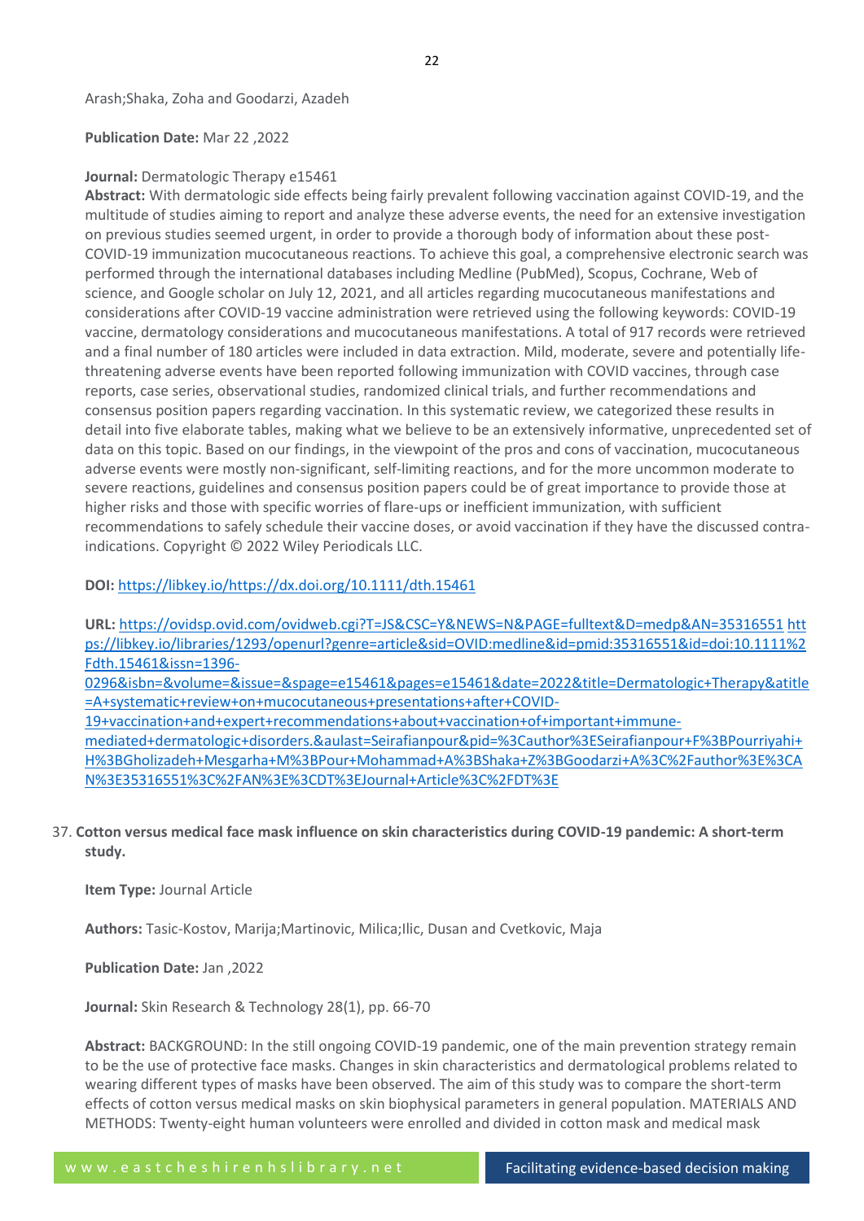Arash;Shaka, Zoha and Goodarzi, Azadeh

**Publication Date:** Mar 22 ,2022

**Journal:** Dermatologic Therapy e15461

**Abstract:** With dermatologic side effects being fairly prevalent following vaccination against COVID-19, and the multitude of studies aiming to report and analyze these adverse events, the need for an extensive investigation on previous studies seemed urgent, in order to provide a thorough body of information about these post-COVID-19 immunization mucocutaneous reactions. To achieve this goal, a comprehensive electronic search was performed through the international databases including Medline (PubMed), Scopus, Cochrane, Web of science, and Google scholar on July 12, 2021, and all articles regarding mucocutaneous manifestations and considerations after COVID-19 vaccine administration were retrieved using the following keywords: COVID-19 vaccine, dermatology considerations and mucocutaneous manifestations. A total of 917 records were retrieved and a final number of 180 articles were included in data extraction. Mild, moderate, severe and potentially life-threatening adverse events have been reported following immunization with COVID vaccines, through case reports, case series, observational studies, randomized clinical trials, and further recommendations and consensus position papers regarding vaccination. In this systematic review, we categorized these results in detail into five elaborate tables, making what we believe to be an extensively informative, unprecedented set of data on this topic. Based on our findings, in the viewpoint of the pros and cons of vaccination, mucocutaneous adverse events were mostly non-significant, self-limiting reactions, and for the more uncommon moderate to severe reactions, guidelines and consensus position papers could be of great importance to provide those at higher risks and those with specific worries of flare-ups or inefficient immunization, with sufficient recommendations to safely schedule their vaccine doses, or avoid vaccination if they have the discussed contra-indications. Copyright © 2022 Wiley Periodicals LLC.

**DOI:** https://libkey.io/https://dx.doi.org/10.1111/dth.15461

**URL:** https://ovidsp.ovid.com/ovidweb.cgi?T=JS&CSC=Y&NEWS=N&PAGE=fulltext&D=medp&AN=35316551 https://libkey.io/libraries/1293/openurl?genre=article&sid=OVID:medline&id=pmid:35316551&id=doi:10.1111%2Fdth.15461&issn=1396-0296&isbn=&volume=&issue=&spage=e15461&pages=e15461&date=2022&title=Dermatologic+Therapy&atitle=A+systematic+review+on+mucocutaneous+presentations+after+COVID-19+vaccination+and+expert+recommendations+about+vaccination+of+important+immune-mediated+dermatologic+disorders.&aulast=Seirafianpour&pid=%3Cauthor%3ESeirafianpour+F%3BPourriyahi+H%3BGholizadeh+Mesgarha+M%3BPour+Mohammad+A%3BShaka+Z%3BGoodarzi+A%3C%2Fauthor%3E%3CAN%3E35316551%3C%2FAN%3E%3CDT%3EJournal+Article%3C%2FDT%3E

37. **Cotton versus medical face mask influence on skin characteristics during COVID-19 pandemic: A short-term study.**

**Item Type:** Journal Article

**Authors:** Tasic-Kostov, Marija;Martinovic, Milica;Ilic, Dusan and Cvetkovic, Maja

**Publication Date:** Jan ,2022

**Journal:** Skin Research & Technology 28(1), pp. 66-70

**Abstract:** BACKGROUND: In the still ongoing COVID-19 pandemic, one of the main prevention strategy remain to be the use of protective face masks. Changes in skin characteristics and dermatological problems related to wearing different types of masks have been observed. The aim of this study was to compare the short-term effects of cotton versus medical masks on skin biophysical parameters in general population. MATERIALS AND METHODS: Twenty-eight human volunteers were enrolled and divided in cotton mask and medical mask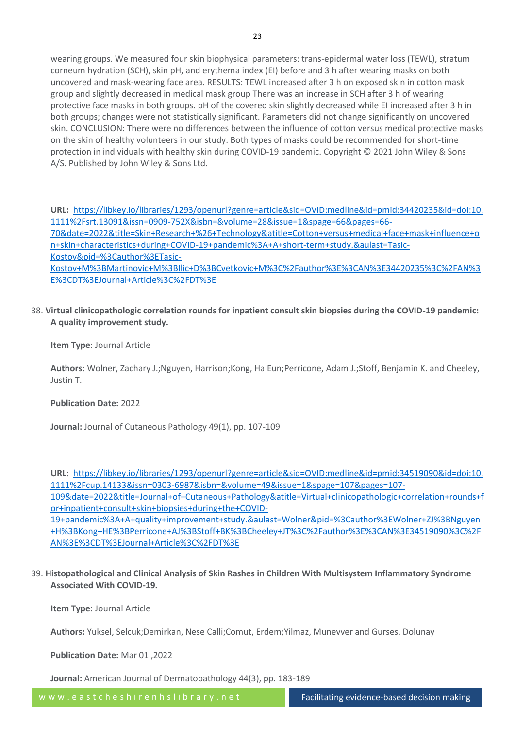wearing groups. We measured four skin biophysical parameters: trans-epidermal water loss (TEWL), stratum corneum hydration (SCH), skin pH, and erythema index (EI) before and 3 h after wearing masks on both uncovered and mask-wearing face area. RESULTS: TEWL increased after 3 h on exposed skin in cotton mask group and slightly decreased in medical mask group There was an increase in SCH after 3 h of wearing protective face masks in both groups. pH of the covered skin slightly decreased while EI increased after 3 h in both groups; changes were not statistically significant. Parameters did not change significantly on uncovered skin. CONCLUSION: There were no differences between the influence of cotton versus medical protective masks on the skin of healthy volunteers in our study. Both types of masks could be recommended for short-time protection in individuals with healthy skin during COVID-19 pandemic. Copyright © 2021 John Wiley & Sons A/S. Published by John Wiley & Sons Ltd.

**URL:** https://libkey.io/libraries/1293/openurl?genre=article&sid=OVID:medline&id=pmid:34420235&id=doi:10.1111%2Fsrt.13091&issn=0909-752X&isbn=&volume=28&issue=1&spage=66&pages=66-70&date=2022&title=Skin+Research+%26+Technology&atitle=Cotton+versus+medical+face+mask+influence+on+skin+characteristics+during+COVID-19+pandemic%3A+A+short-term+study.&aulast=Tasic-Kostov&pid=%3Cauthor%3ETasic-Kostov+M%3BMartinovic+M%3BIlic+D%3BCvetkovic+M%3C%2Fauthor%3E%3CAN%3E34420235%3C%2FAN%3E%3CDT%3EJournal+Article%3C%2FDT%3E

38. **Virtual clinicopathologic correlation rounds for inpatient consult skin biopsies during the COVID-19 pandemic: A quality improvement study.**

    **Item Type:** Journal Article

    **Authors:** Wolner, Zachary J.;Nguyen, Harrison;Kong, Ha Eun;Perricone, Adam J.;Stoff, Benjamin K. and Cheeley, Justin T.

    **Publication Date:** 2022

    **Journal:** Journal of Cutaneous Pathology 49(1), pp. 107-109

    **URL:** https://libkey.io/libraries/1293/openurl?genre=article&sid=OVID:medline&id=pmid:34519090&id=doi:10.1111%2Fcup.14133&issn=0303-6987&isbn=&volume=49&issue=1&spage=107&pages=107-109&date=2022&title=Journal+of+Cutaneous+Pathology&atitle=Virtual+clinicopathologic+correlation+rounds+for+inpatient+consult+skin+biopsies+during+the+COVID-19+pandemic%3A+A+quality+improvement+study.&aulast=Wolner&pid=%3Cauthor%3EWolner+ZJ%3BNguyen+H%3BKong+HE%3BPerricone+AJ%3BStoff+BK%3BCheeley+JT%3C%2Fauthor%3E%3CAN%3E34519090%3C%2FAN%3E%3CDT%3EJournal+Article%3C%2FDT%3E

39. **Histopathological and Clinical Analysis of Skin Rashes in Children With Multisystem Inflammatory Syndrome Associated With COVID-19.**

    **Item Type:** Journal Article

    **Authors:** Yuksel, Selcuk;Demirkan, Nese Calli;Comut, Erdem;Yilmaz, Munevver and Gurses, Dolunay

    **Publication Date:** Mar 01 ,2022

    **Journal:** American Journal of Dermatopathology 44(3), pp. 183-189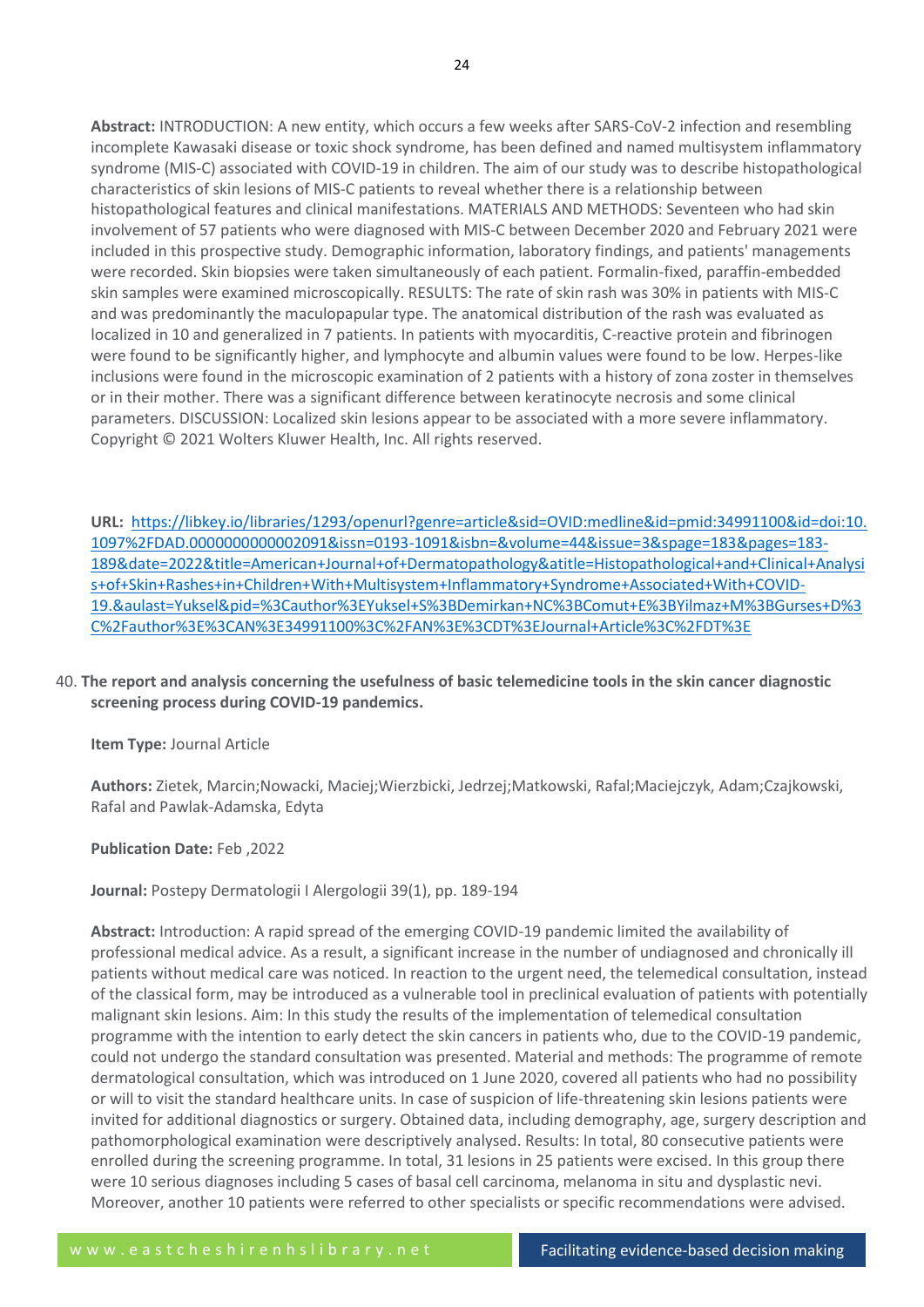**Abstract:** INTRODUCTION: A new entity, which occurs a few weeks after SARS-CoV-2 infection and resembling incomplete Kawasaki disease or toxic shock syndrome, has been defined and named multisystem inflammatory syndrome (MIS-C) associated with COVID-19 in children. The aim of our study was to describe histopathological characteristics of skin lesions of MIS-C patients to reveal whether there is a relationship between histopathological features and clinical manifestations. MATERIALS AND METHODS: Seventeen who had skin involvement of 57 patients who were diagnosed with MIS-C between December 2020 and February 2021 were included in this prospective study. Demographic information, laboratory findings, and patients' managements were recorded. Skin biopsies were taken simultaneously of each patient. Formalin-fixed, paraffin-embedded skin samples were examined microscopically. RESULTS: The rate of skin rash was 30% in patients with MIS-C and was predominantly the maculopapular type. The anatomical distribution of the rash was evaluated as localized in 10 and generalized in 7 patients. In patients with myocarditis, C-reactive protein and fibrinogen were found to be significantly higher, and lymphocyte and albumin values were found to be low. Herpes-like inclusions were found in the microscopic examination of 2 patients with a history of zona zoster in themselves or in their mother. There was a significant difference between keratinocyte necrosis and some clinical parameters. DISCUSSION: Localized skin lesions appear to be associated with a more severe inflammatory. Copyright © 2021 Wolters Kluwer Health, Inc. All rights reserved.

**URL:** https://libkey.io/libraries/1293/openurl?genre=article&sid=OVID:medline&id=pmid:34991100&id=doi:10.1097%2FDAD.0000000000002091&issn=0193-1091&isbn=&volume=44&issue=3&spage=183&pages=183-189&date=2022&title=American+Journal+of+Dermatopathology&atitle=Histopathological+and+Clinical+Analysis+of+Skin+Rashes+in+Children+With+Multisystem+Inflammatory+Syndrome+Associated+With+COVID-19.&aulast=Yuksel&pid=%3Cauthor%3EYuksel+S%3BDemirkan+NC%3BComut+E%3BYilmaz+M%3BGurses+D%3C%2Fauthor%3E%3CAN%3E34991100%3C%2FAN%3E%3CDT%3EJournal+Article%3C%2FDT%3E

40. **The report and analysis concerning the usefulness of basic telemedicine tools in the skin cancer diagnostic screening process during COVID-19 pandemics.**

    **Item Type:** Journal Article

    **Authors:** Zietek, Marcin;Nowacki, Maciej;Wierzbicki, Jedrzej;Matkowski, Rafal;Maciejczyk, Adam;Czajkowski, Rafal and Pawlak-Adamska, Edyta

    **Publication Date:** Feb ,2022

    **Journal:** Postepy Dermatologii I Alergologii 39(1), pp. 189-194

    **Abstract:** Introduction: A rapid spread of the emerging COVID-19 pandemic limited the availability of professional medical advice. As a result, a significant increase in the number of undiagnosed and chronically ill patients without medical care was noticed. In reaction to the urgent need, the telemedical consultation, instead of the classical form, may be introduced as a vulnerable tool in preclinical evaluation of patients with potentially malignant skin lesions. Aim: In this study the results of the implementation of telemedical consultation programme with the intention to early detect the skin cancers in patients who, due to the COVID-19 pandemic, could not undergo the standard consultation was presented. Material and methods: The programme of remote dermatological consultation, which was introduced on 1 June 2020, covered all patients who had no possibility or will to visit the standard healthcare units. In case of suspicion of life-threatening skin lesions patients were invited for additional diagnostics or surgery. Obtained data, including demography, age, surgery description and pathomorphological examination were descriptively analysed. Results: In total, 80 consecutive patients were enrolled during the screening programme. In total, 31 lesions in 25 patients were excised. In this group there were 10 serious diagnoses including 5 cases of basal cell carcinoma, melanoma in situ and dysplastic nevi. Moreover, another 10 patients were referred to other specialists or specific recommendations were advised.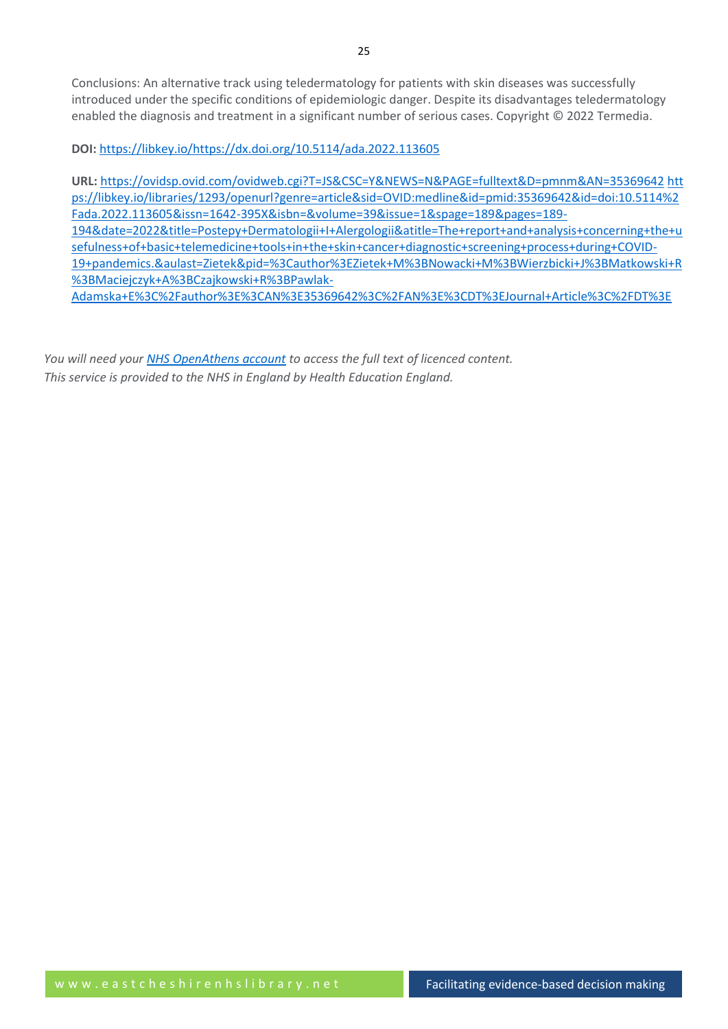Conclusions: An alternative track using teledermatology for patients with skin diseases was successfully introduced under the specific conditions of epidemiologic danger. Despite its disadvantages teledermatology enabled the diagnosis and treatment in a significant number of serious cases. Copyright © 2022 Termedia.

**DOI:** https://libkey.io/https://dx.doi.org/10.5114/ada.2022.113605

**URL:** https://ovidsp.ovid.com/ovidweb.cgi?T=JS&CSC=Y&NEWS=N&PAGE=fulltext&D=pmnm&AN=35369642 https://libkey.io/libraries/1293/openurl?genre=article&sid=OVID:medline&id=pmid:35369642&id=doi:10.5114%2Fada.2022.113605&issn=1642-395X&isbn=&volume=39&issue=1&spage=189&pages=189-194&date=2022&title=Postepy+Dermatologii+I+Alergologii&atitle=The+report+and+analysis+concerning+the+usefulness+of+basic+telemedicine+tools+in+the+skin+cancer+diagnostic+screening+process+during+COVID-19+pandemics.&aulast=Zietek&pid=%3Cauthor%3EZietek+M%3BNowacki+M%3BWierzbicki+J%3BMatkowski+R%3BMaciejczyk+A%3BCzajkowski+R%3BPawlak-Adamska+E%3C%2Fauthor%3E%3CAN%3E35369642%3C%2FAN%3E%3CDT%3EJournal+Article%3C%2FDT%3E

*You will need your NHS OpenAthens account to access the full text of licenced content.*
*This service is provided to the NHS in England by Health Education England.*